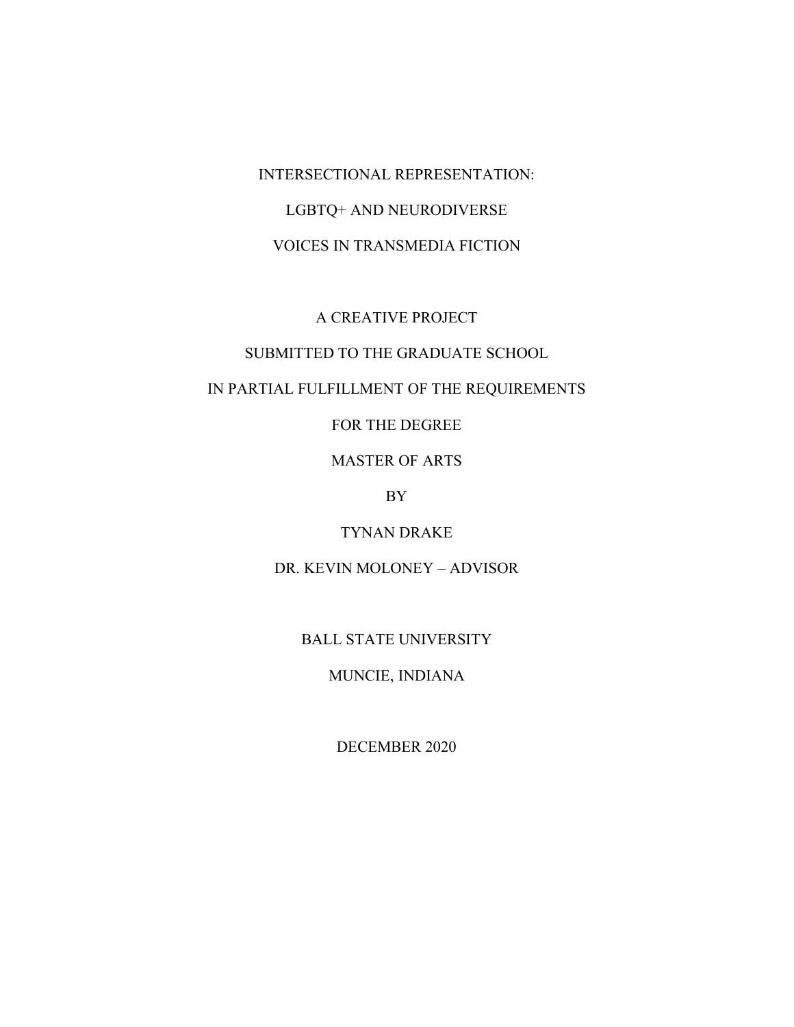# INTERSECTIONAL REPRESENTATION:

# LGBTQ+ AND NEURODIVERSE

# VOICES IN TRANSMEDIA FICTION

A CREATIVE PROJECT

SUBMITTED TO THE GRADUATE SCHOOL

IN PARTIAL FULFILLMENT OF THE REQUIREMENTS

FOR THE DEGREE

MASTER OF ARTS

BY

TYNAN DRAKE

DR. KEVIN MOLONEY – ADVISOR

BALL STATE UNIVERSITY

MUNCIE, INDIANA

DECEMBER 2020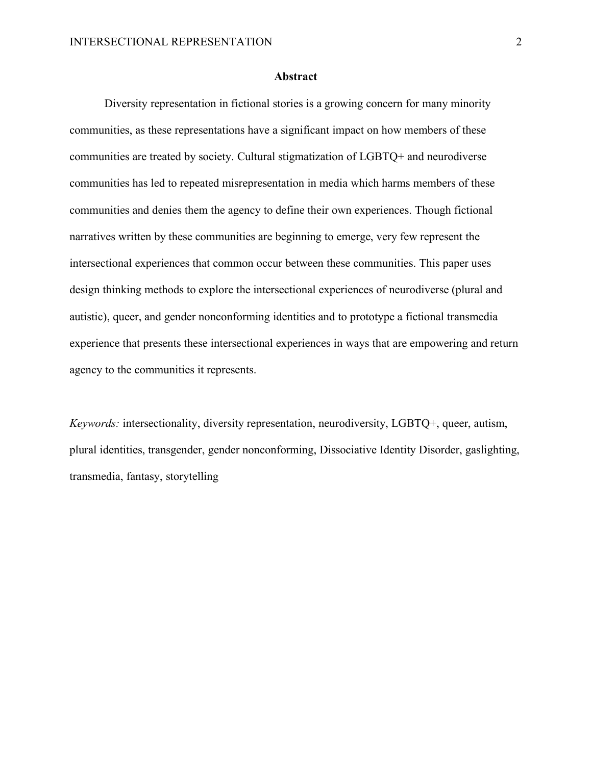# Abstract

Diversity representation in fictional stories is a growing concern for many minority communities, as these representations have a significant impact on how members of these communities are treated by society. Cultural stigmatization of LGBTQ+ and neurodiverse communities has led to repeated misrepresentation in media which harms members of these communities and denies them the agency to define their own experiences. Though fictional narratives written by these communities are beginning to emerge, very few represent the intersectional experiences that common occur between these communities. This paper uses design thinking methods to explore the intersectional experiences of neurodiverse (plural and autistic), queer, and gender nonconforming identities and to prototype a fictional transmedia experience that presents these intersectional experiences in ways that are empowering and return agency to the communities it represents.

*Keywords:* intersectionality, diversity representation, neurodiversity, LGBTQ+, queer, autism, plural identities, transgender, gender nonconforming, Dissociative Identity Disorder, gaslighting, transmedia, fantasy, storytelling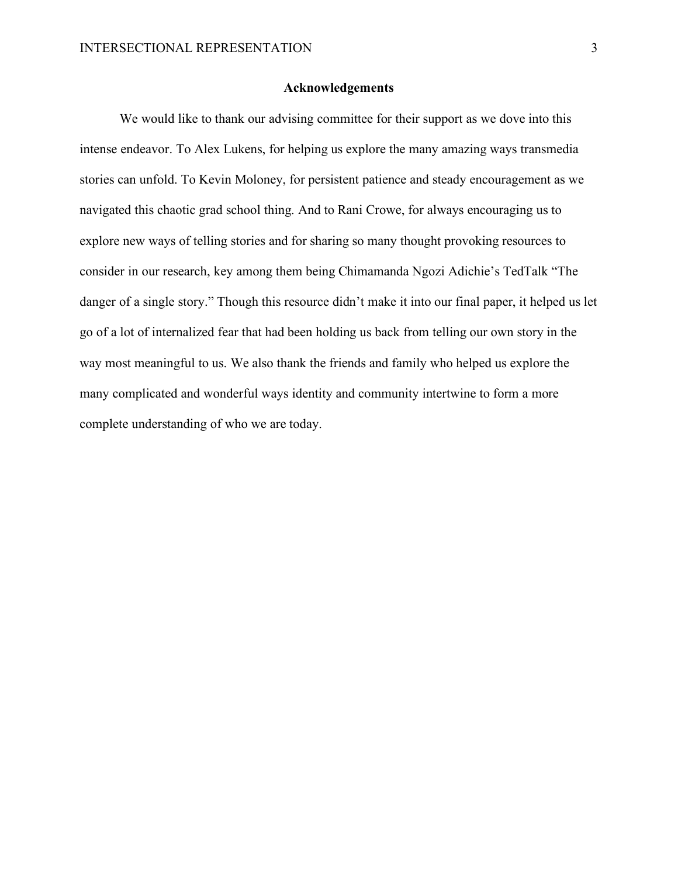## Acknowledgements

We would like to thank our advising committee for their support as we dove into this intense endeavor. To Alex Lukens, for helping us explore the many amazing ways transmedia stories can unfold. To Kevin Moloney, for persistent patience and steady encouragement as we navigated this chaotic grad school thing. And to Rani Crowe, for always encouraging us to explore new ways of telling stories and for sharing so many thought provoking resources to consider in our research, key among them being Chimamanda Ngozi Adichie's TedTalk "The danger of a single story." Though this resource didn't make it into our final paper, it helped us let go of a lot of internalized fear that had been holding us back from telling our own story in the way most meaningful to us. We also thank the friends and family who helped us explore the many complicated and wonderful ways identity and community intertwine to form a more complete understanding of who we are today.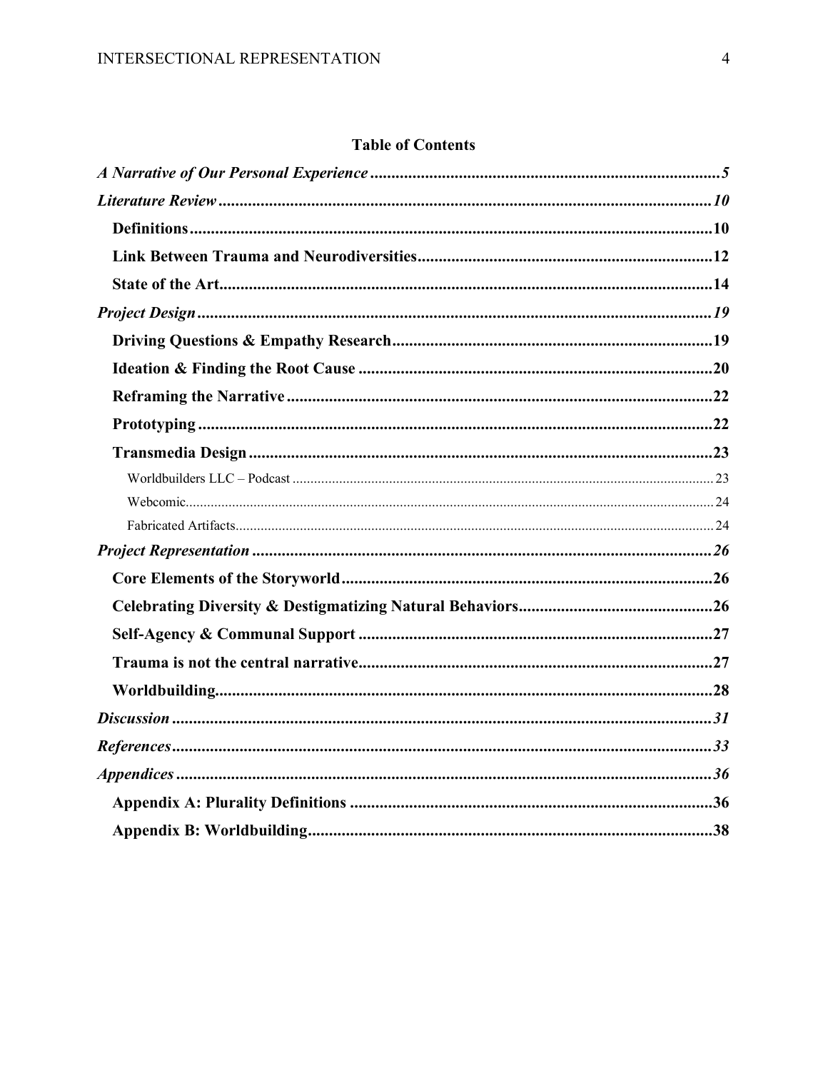## Table of Contents

*A Narrative of Our Personal Experience* .......... *5*

*Literature Review* .......... *10*

- **Definitions** .......... **10**
- **Link Between Trauma and Neurodiversities** .......... **12**
- **State of the Art** .......... **14**

*Project Design* .......... *19*

- **Driving Questions & Empathy Research** .......... **19**
- **Ideation & Finding the Root Cause** .......... **20**
- **Reframing the Narrative** .......... **22**
- **Prototyping** .......... **22**
- **Transmedia Design** .......... **23**
  - Worldbuilders LLC – Podcast .......... 23
  - Webcomic .......... 24
  - Fabricated Artifacts .......... 24

*Project Representation* .......... *26*

- **Core Elements of the Storyworld** .......... **26**
- **Celebrating Diversity & Destigmatizing Natural Behaviors** .......... **26**
- **Self-Agency & Communal Support** .......... **27**
- **Trauma is not the central narrative** .......... **27**
- **Worldbuilding** .......... **28**

*Discussion* .......... *31*

*References* .......... *33*

*Appendices* .......... *36*

- **Appendix A: Plurality Definitions** .......... **36**
- **Appendix B: Worldbuilding** .......... **38**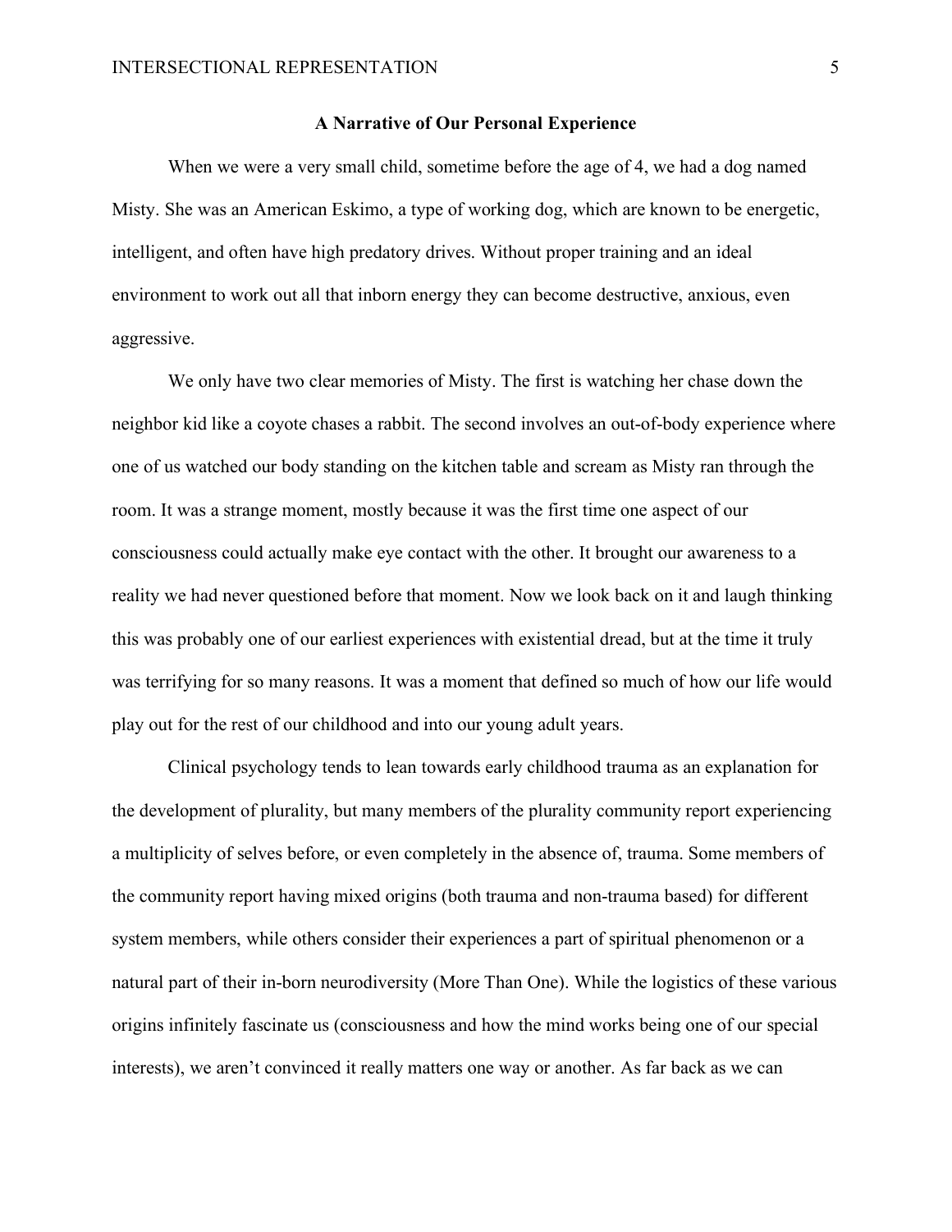## A Narrative of Our Personal Experience

When we were a very small child, sometime before the age of 4, we had a dog named Misty. She was an American Eskimo, a type of working dog, which are known to be energetic, intelligent, and often have high predatory drives. Without proper training and an ideal environment to work out all that inborn energy they can become destructive, anxious, even aggressive.

We only have two clear memories of Misty. The first is watching her chase down the neighbor kid like a coyote chases a rabbit. The second involves an out-of-body experience where one of us watched our body standing on the kitchen table and scream as Misty ran through the room. It was a strange moment, mostly because it was the first time one aspect of our consciousness could actually make eye contact with the other. It brought our awareness to a reality we had never questioned before that moment. Now we look back on it and laugh thinking this was probably one of our earliest experiences with existential dread, but at the time it truly was terrifying for so many reasons. It was a moment that defined so much of how our life would play out for the rest of our childhood and into our young adult years.

Clinical psychology tends to lean towards early childhood trauma as an explanation for the development of plurality, but many members of the plurality community report experiencing a multiplicity of selves before, or even completely in the absence of, trauma. Some members of the community report having mixed origins (both trauma and non-trauma based) for different system members, while others consider their experiences a part of spiritual phenomenon or a natural part of their in-born neurodiversity (More Than One). While the logistics of these various origins infinitely fascinate us (consciousness and how the mind works being one of our special interests), we aren't convinced it really matters one way or another. As far back as we can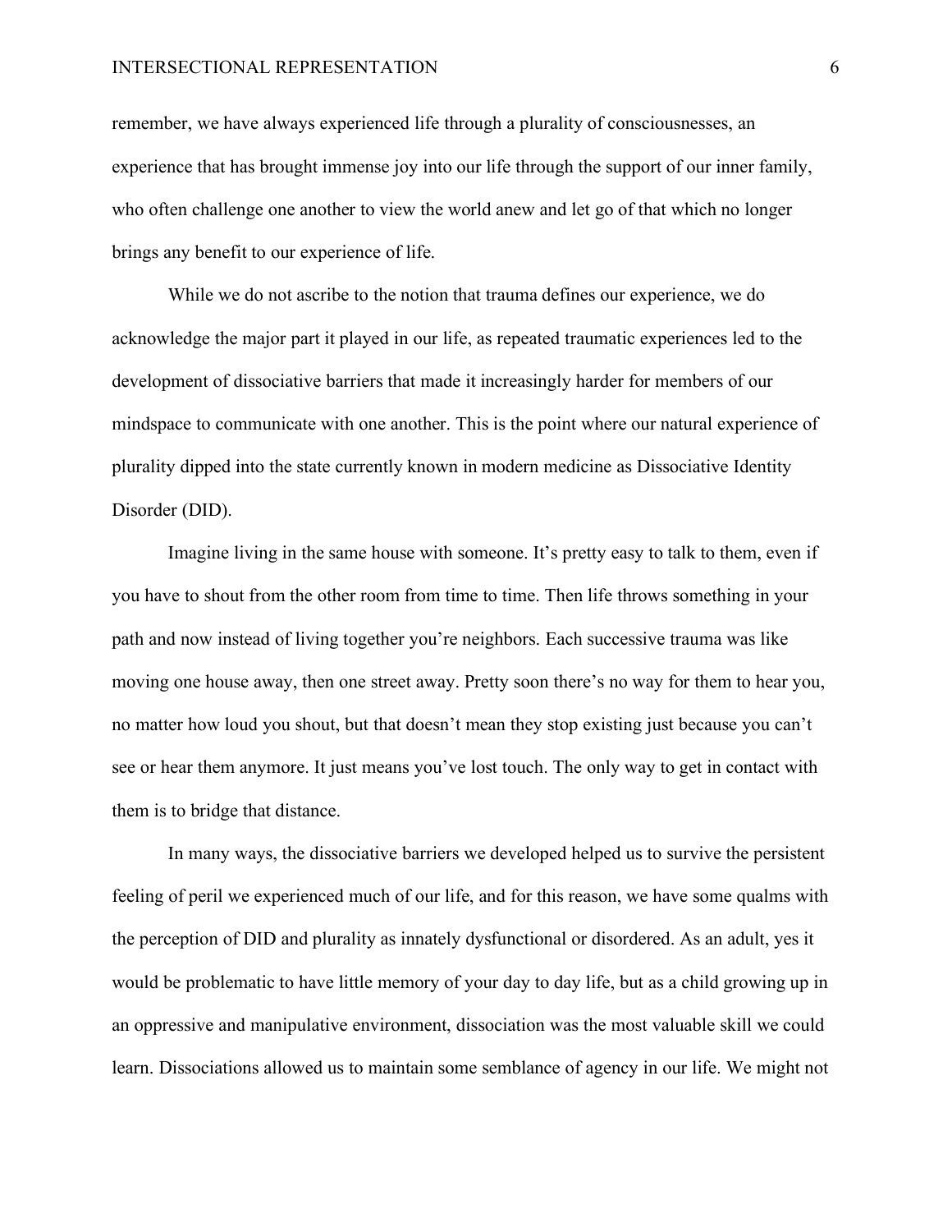remember, we have always experienced life through a plurality of consciousnesses, an experience that has brought immense joy into our life through the support of our inner family, who often challenge one another to view the world anew and let go of that which no longer brings any benefit to our experience of life.

While we do not ascribe to the notion that trauma defines our experience, we do acknowledge the major part it played in our life, as repeated traumatic experiences led to the development of dissociative barriers that made it increasingly harder for members of our mindspace to communicate with one another. This is the point where our natural experience of plurality dipped into the state currently known in modern medicine as Dissociative Identity Disorder (DID).

Imagine living in the same house with someone. It's pretty easy to talk to them, even if you have to shout from the other room from time to time. Then life throws something in your path and now instead of living together you're neighbors. Each successive trauma was like moving one house away, then one street away. Pretty soon there's no way for them to hear you, no matter how loud you shout, but that doesn't mean they stop existing just because you can't see or hear them anymore. It just means you've lost touch. The only way to get in contact with them is to bridge that distance.

In many ways, the dissociative barriers we developed helped us to survive the persistent feeling of peril we experienced much of our life, and for this reason, we have some qualms with the perception of DID and plurality as innately dysfunctional or disordered. As an adult, yes it would be problematic to have little memory of your day to day life, but as a child growing up in an oppressive and manipulative environment, dissociation was the most valuable skill we could learn. Dissociations allowed us to maintain some semblance of agency in our life. We might not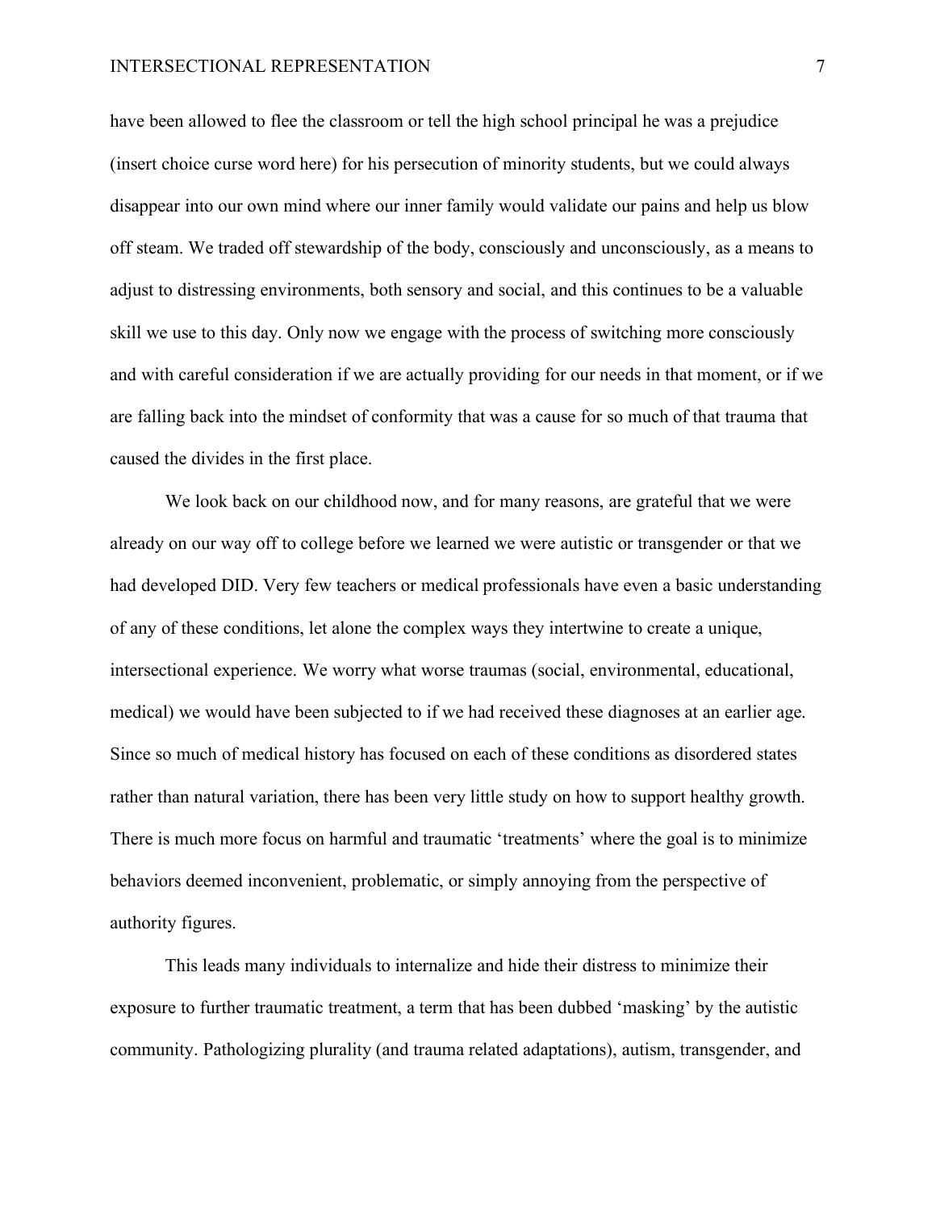have been allowed to flee the classroom or tell the high school principal he was a prejudice (insert choice curse word here) for his persecution of minority students, but we could always disappear into our own mind where our inner family would validate our pains and help us blow off steam. We traded off stewardship of the body, consciously and unconsciously, as a means to adjust to distressing environments, both sensory and social, and this continues to be a valuable skill we use to this day. Only now we engage with the process of switching more consciously and with careful consideration if we are actually providing for our needs in that moment, or if we are falling back into the mindset of conformity that was a cause for so much of that trauma that caused the divides in the first place.

We look back on our childhood now, and for many reasons, are grateful that we were already on our way off to college before we learned we were autistic or transgender or that we had developed DID. Very few teachers or medical professionals have even a basic understanding of any of these conditions, let alone the complex ways they intertwine to create a unique, intersectional experience. We worry what worse traumas (social, environmental, educational, medical) we would have been subjected to if we had received these diagnoses at an earlier age. Since so much of medical history has focused on each of these conditions as disordered states rather than natural variation, there has been very little study on how to support healthy growth. There is much more focus on harmful and traumatic 'treatments' where the goal is to minimize behaviors deemed inconvenient, problematic, or simply annoying from the perspective of authority figures.

This leads many individuals to internalize and hide their distress to minimize their exposure to further traumatic treatment, a term that has been dubbed 'masking' by the autistic community. Pathologizing plurality (and trauma related adaptations), autism, transgender, and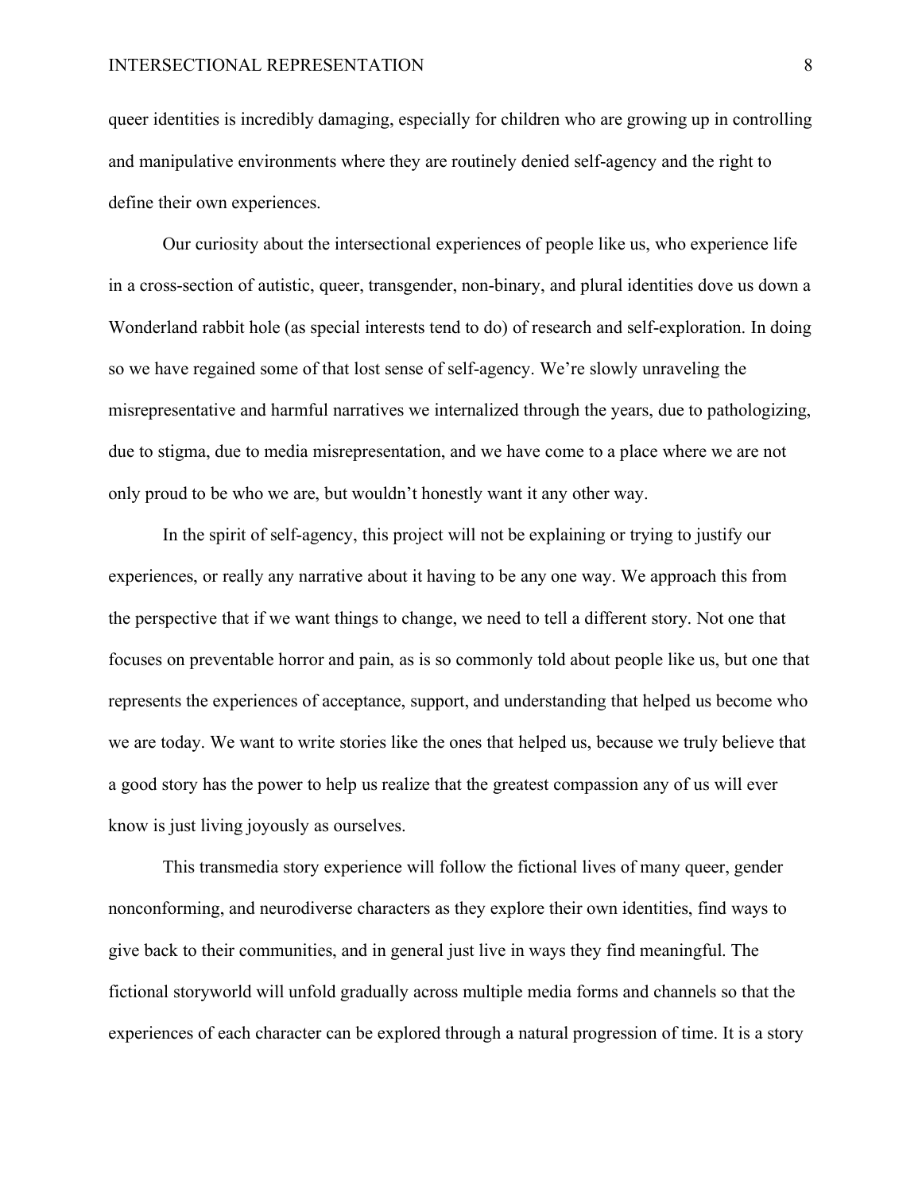queer identities is incredibly damaging, especially for children who are growing up in controlling and manipulative environments where they are routinely denied self-agency and the right to define their own experiences.

Our curiosity about the intersectional experiences of people like us, who experience life in a cross-section of autistic, queer, transgender, non-binary, and plural identities dove us down a Wonderland rabbit hole (as special interests tend to do) of research and self-exploration. In doing so we have regained some of that lost sense of self-agency. We're slowly unraveling the misrepresentative and harmful narratives we internalized through the years, due to pathologizing, due to stigma, due to media misrepresentation, and we have come to a place where we are not only proud to be who we are, but wouldn't honestly want it any other way.

In the spirit of self-agency, this project will not be explaining or trying to justify our experiences, or really any narrative about it having to be any one way. We approach this from the perspective that if we want things to change, we need to tell a different story. Not one that focuses on preventable horror and pain, as is so commonly told about people like us, but one that represents the experiences of acceptance, support, and understanding that helped us become who we are today. We want to write stories like the ones that helped us, because we truly believe that a good story has the power to help us realize that the greatest compassion any of us will ever know is just living joyously as ourselves.

This transmedia story experience will follow the fictional lives of many queer, gender nonconforming, and neurodiverse characters as they explore their own identities, find ways to give back to their communities, and in general just live in ways they find meaningful. The fictional storyworld will unfold gradually across multiple media forms and channels so that the experiences of each character can be explored through a natural progression of time. It is a story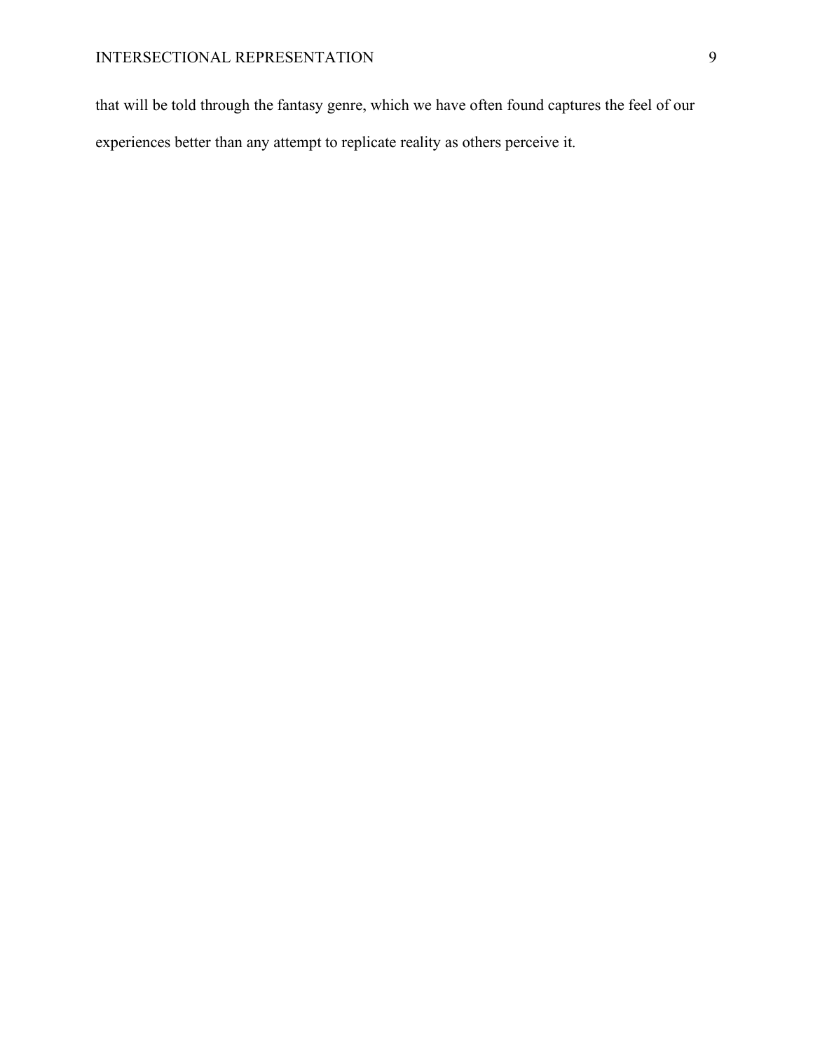that will be told through the fantasy genre, which we have often found captures the feel of our experiences better than any attempt to replicate reality as others perceive it.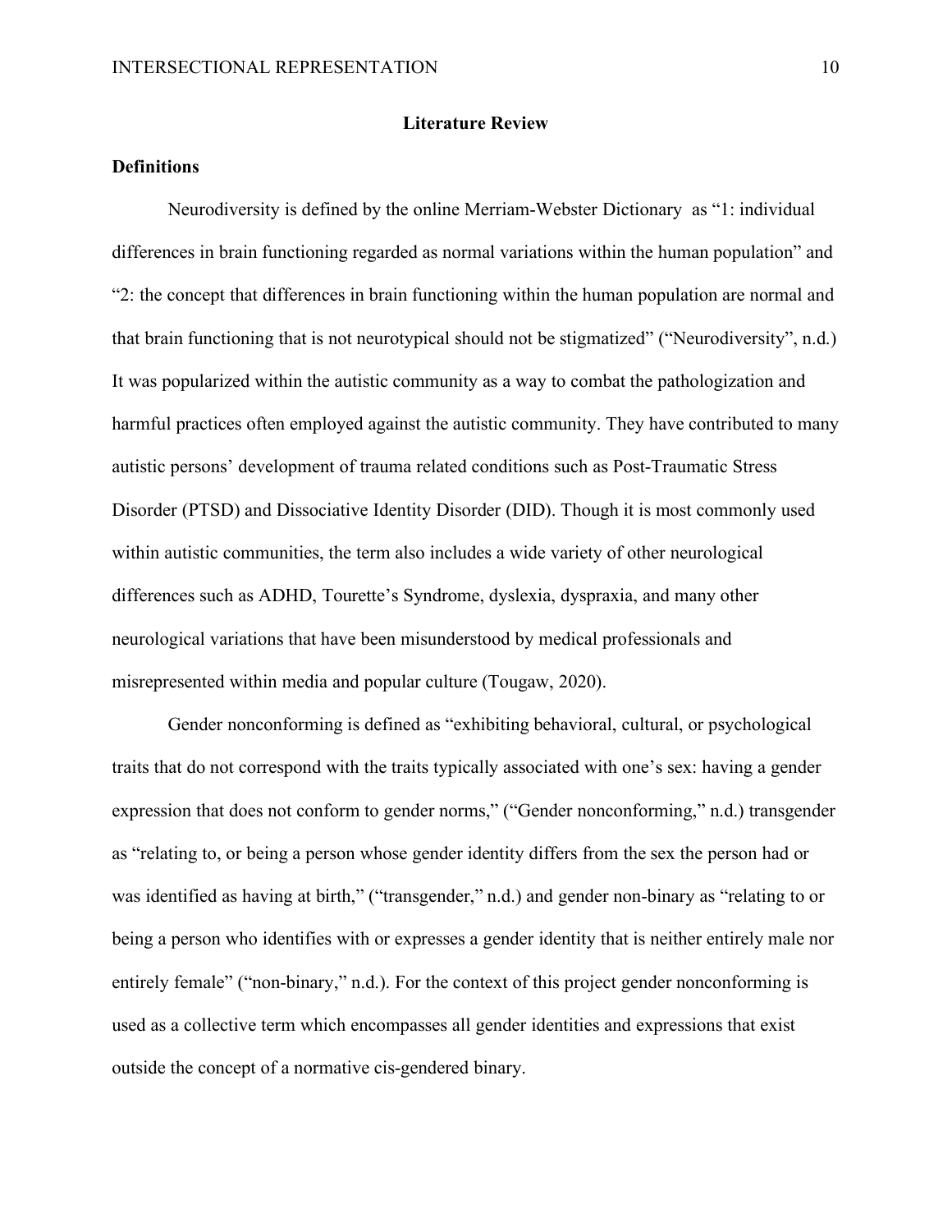# Literature Review

## Definitions

Neurodiversity is defined by the online Merriam-Webster Dictionary  as "1: individual differences in brain functioning regarded as normal variations within the human population" and "2: the concept that differences in brain functioning within the human population are normal and that brain functioning that is not neurotypical should not be stigmatized" ("Neurodiversity", n.d.) It was popularized within the autistic community as a way to combat the pathologization and harmful practices often employed against the autistic community. They have contributed to many autistic persons' development of trauma related conditions such as Post-Traumatic Stress Disorder (PTSD) and Dissociative Identity Disorder (DID). Though it is most commonly used within autistic communities, the term also includes a wide variety of other neurological differences such as ADHD, Tourette's Syndrome, dyslexia, dyspraxia, and many other neurological variations that have been misunderstood by medical professionals and misrepresented within media and popular culture (Tougaw, 2020).

Gender nonconforming is defined as "exhibiting behavioral, cultural, or psychological traits that do not correspond with the traits typically associated with one's sex: having a gender expression that does not conform to gender norms," ("Gender nonconforming," n.d.) transgender as "relating to, or being a person whose gender identity differs from the sex the person had or was identified as having at birth," ("transgender," n.d.) and gender non-binary as "relating to or being a person who identifies with or expresses a gender identity that is neither entirely male nor entirely female" ("non-binary," n.d.). For the context of this project gender nonconforming is used as a collective term which encompasses all gender identities and expressions that exist outside the concept of a normative cis-gendered binary.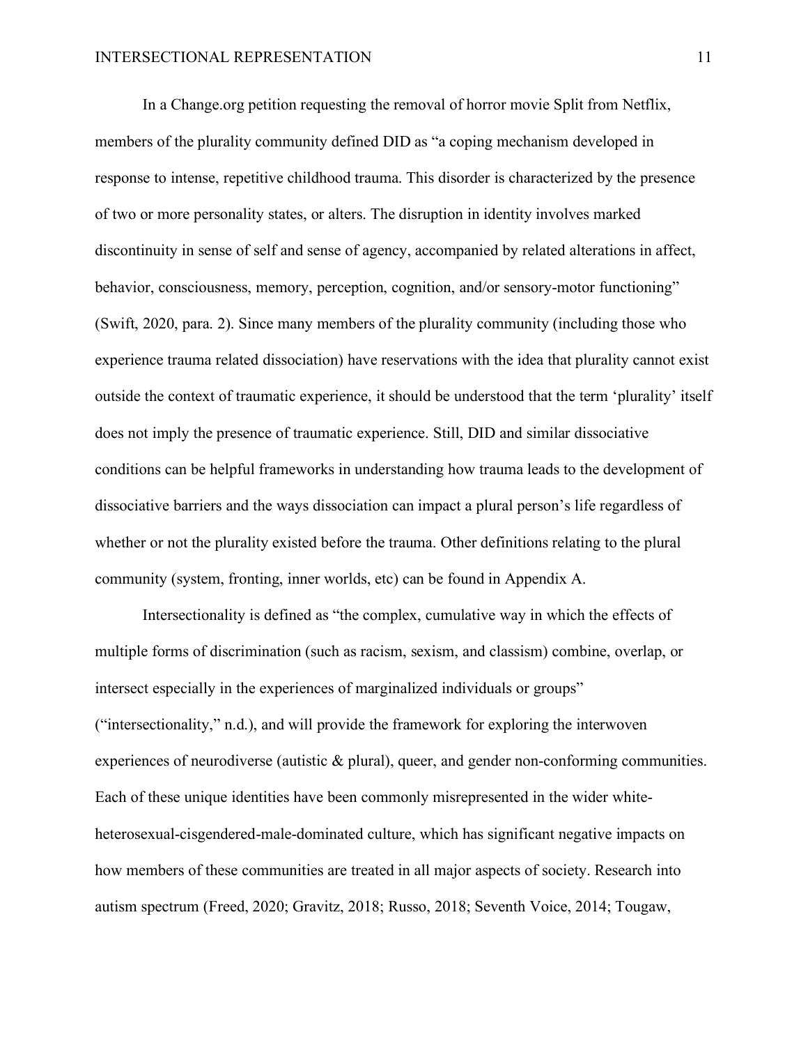In a Change.org petition requesting the removal of horror movie Split from Netflix, members of the plurality community defined DID as "a coping mechanism developed in response to intense, repetitive childhood trauma. This disorder is characterized by the presence of two or more personality states, or alters. The disruption in identity involves marked discontinuity in sense of self and sense of agency, accompanied by related alterations in affect, behavior, consciousness, memory, perception, cognition, and/or sensory-motor functioning" (Swift, 2020, para. 2). Since many members of the plurality community (including those who experience trauma related dissociation) have reservations with the idea that plurality cannot exist outside the context of traumatic experience, it should be understood that the term 'plurality' itself does not imply the presence of traumatic experience. Still, DID and similar dissociative conditions can be helpful frameworks in understanding how trauma leads to the development of dissociative barriers and the ways dissociation can impact a plural person's life regardless of whether or not the plurality existed before the trauma. Other definitions relating to the plural community (system, fronting, inner worlds, etc) can be found in Appendix A.

Intersectionality is defined as "the complex, cumulative way in which the effects of multiple forms of discrimination (such as racism, sexism, and classism) combine, overlap, or intersect especially in the experiences of marginalized individuals or groups" ("intersectionality," n.d.), and will provide the framework for exploring the interwoven experiences of neurodiverse (autistic & plural), queer, and gender non-conforming communities. Each of these unique identities have been commonly misrepresented in the wider white-heterosexual-cisgendered-male-dominated culture, which has significant negative impacts on how members of these communities are treated in all major aspects of society. Research into autism spectrum (Freed, 2020; Gravitz, 2018; Russo, 2018; Seventh Voice, 2014; Tougaw,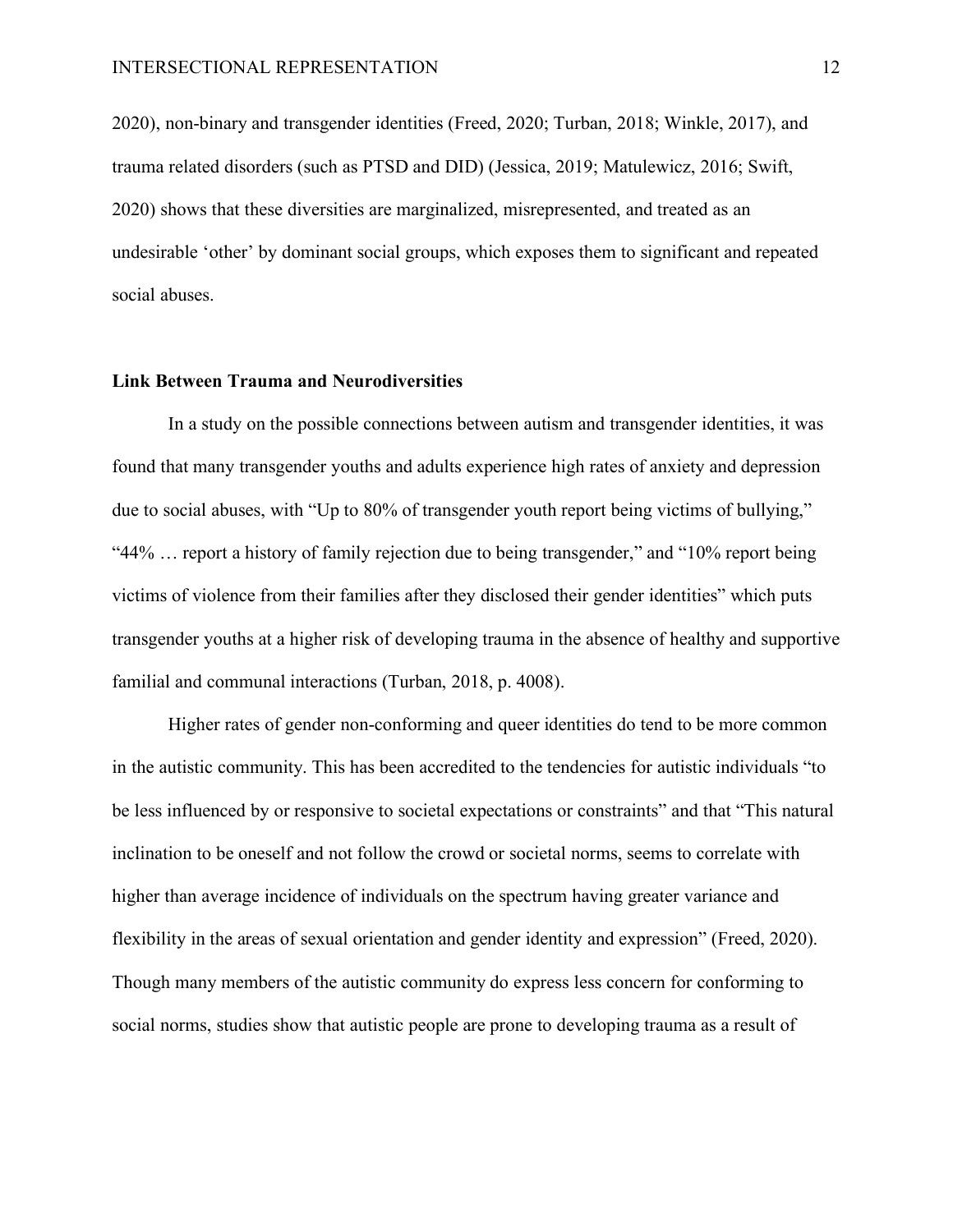2020), non-binary and transgender identities (Freed, 2020; Turban, 2018; Winkle, 2017), and trauma related disorders (such as PTSD and DID) (Jessica, 2019; Matulewicz, 2016; Swift, 2020) shows that these diversities are marginalized, misrepresented, and treated as an undesirable 'other' by dominant social groups, which exposes them to significant and repeated social abuses.

**Link Between Trauma and Neurodiversities**

In a study on the possible connections between autism and transgender identities, it was found that many transgender youths and adults experience high rates of anxiety and depression due to social abuses, with "Up to 80% of transgender youth report being victims of bullying," "44% … report a history of family rejection due to being transgender," and "10% report being victims of violence from their families after they disclosed their gender identities" which puts transgender youths at a higher risk of developing trauma in the absence of healthy and supportive familial and communal interactions (Turban, 2018, p. 4008).

Higher rates of gender non-conforming and queer identities do tend to be more common in the autistic community. This has been accredited to the tendencies for autistic individuals "to be less influenced by or responsive to societal expectations or constraints" and that "This natural inclination to be oneself and not follow the crowd or societal norms, seems to correlate with higher than average incidence of individuals on the spectrum having greater variance and flexibility in the areas of sexual orientation and gender identity and expression" (Freed, 2020). Though many members of the autistic community do express less concern for conforming to social norms, studies show that autistic people are prone to developing trauma as a result of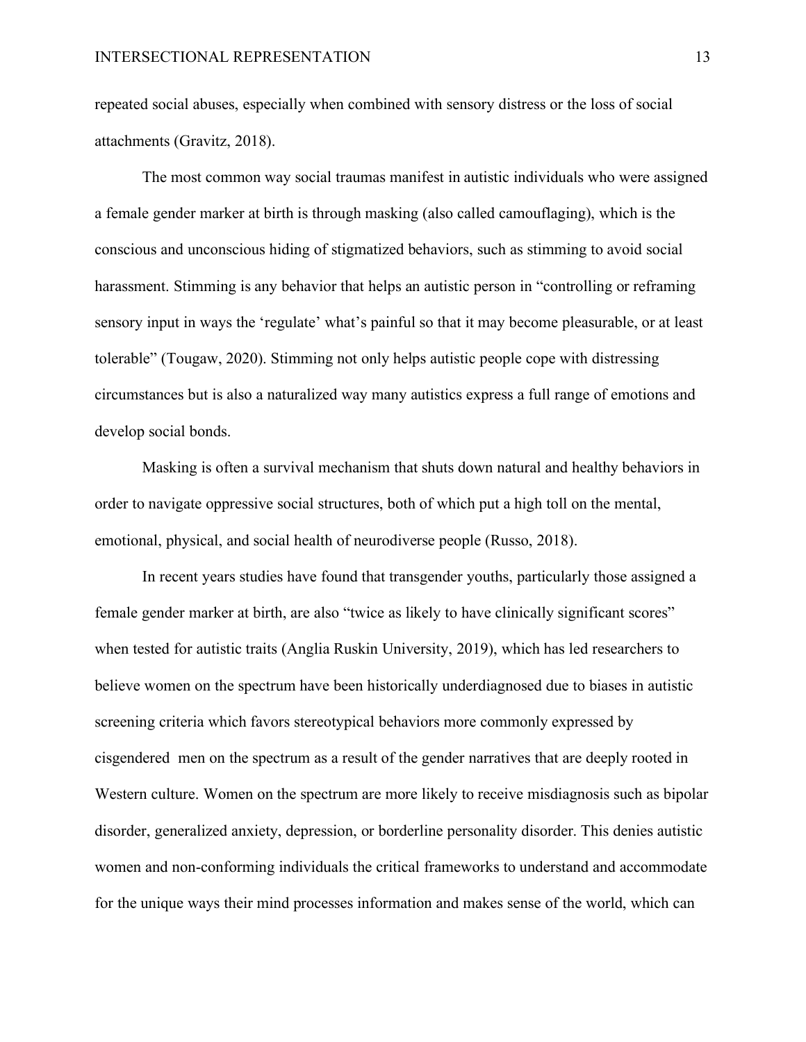repeated social abuses, especially when combined with sensory distress or the loss of social attachments (Gravitz, 2018).

The most common way social traumas manifest in autistic individuals who were assigned a female gender marker at birth is through masking (also called camouflaging), which is the conscious and unconscious hiding of stigmatized behaviors, such as stimming to avoid social harassment. Stimming is any behavior that helps an autistic person in "controlling or reframing sensory input in ways the 'regulate' what's painful so that it may become pleasurable, or at least tolerable" (Tougaw, 2020). Stimming not only helps autistic people cope with distressing circumstances but is also a naturalized way many autistics express a full range of emotions and develop social bonds.

Masking is often a survival mechanism that shuts down natural and healthy behaviors in order to navigate oppressive social structures, both of which put a high toll on the mental, emotional, physical, and social health of neurodiverse people (Russo, 2018).

In recent years studies have found that transgender youths, particularly those assigned a female gender marker at birth, are also "twice as likely to have clinically significant scores" when tested for autistic traits (Anglia Ruskin University, 2019), which has led researchers to believe women on the spectrum have been historically underdiagnosed due to biases in autistic screening criteria which favors stereotypical behaviors more commonly expressed by cisgendered men on the spectrum as a result of the gender narratives that are deeply rooted in Western culture. Women on the spectrum are more likely to receive misdiagnosis such as bipolar disorder, generalized anxiety, depression, or borderline personality disorder. This denies autistic women and non-conforming individuals the critical frameworks to understand and accommodate for the unique ways their mind processes information and makes sense of the world, which can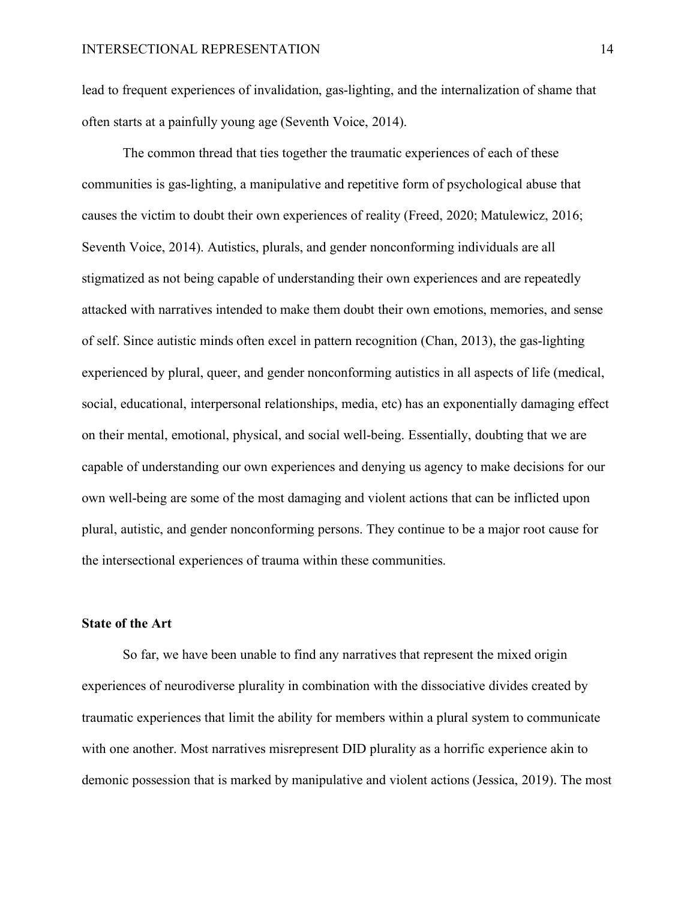lead to frequent experiences of invalidation, gas-lighting, and the internalization of shame that often starts at a painfully young age (Seventh Voice, 2014).

The common thread that ties together the traumatic experiences of each of these communities is gas-lighting, a manipulative and repetitive form of psychological abuse that causes the victim to doubt their own experiences of reality (Freed, 2020; Matulewicz, 2016; Seventh Voice, 2014). Autistics, plurals, and gender nonconforming individuals are all stigmatized as not being capable of understanding their own experiences and are repeatedly attacked with narratives intended to make them doubt their own emotions, memories, and sense of self. Since autistic minds often excel in pattern recognition (Chan, 2013), the gas-lighting experienced by plural, queer, and gender nonconforming autistics in all aspects of life (medical, social, educational, interpersonal relationships, media, etc) has an exponentially damaging effect on their mental, emotional, physical, and social well-being. Essentially, doubting that we are capable of understanding our own experiences and denying us agency to make decisions for our own well-being are some of the most damaging and violent actions that can be inflicted upon plural, autistic, and gender nonconforming persons. They continue to be a major root cause for the intersectional experiences of trauma within these communities.

**State of the Art**

So far, we have been unable to find any narratives that represent the mixed origin experiences of neurodiverse plurality in combination with the dissociative divides created by traumatic experiences that limit the ability for members within a plural system to communicate with one another. Most narratives misrepresent DID plurality as a horrific experience akin to demonic possession that is marked by manipulative and violent actions (Jessica, 2019). The most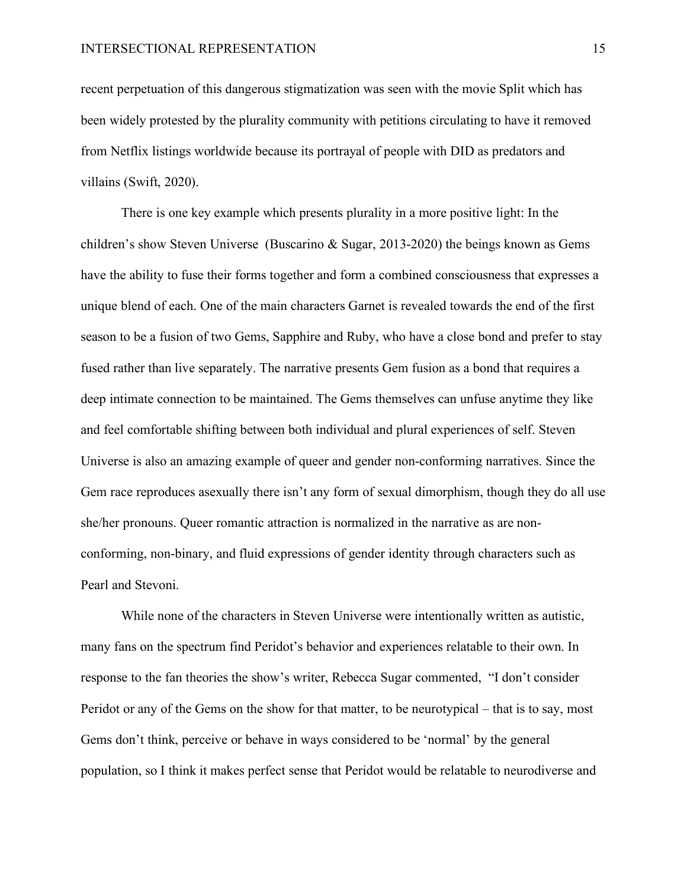recent perpetuation of this dangerous stigmatization was seen with the movie Split which has been widely protested by the plurality community with petitions circulating to have it removed from Netflix listings worldwide because its portrayal of people with DID as predators and villains (Swift, 2020).

There is one key example which presents plurality in a more positive light: In the children's show Steven Universe (Buscarino & Sugar, 2013-2020) the beings known as Gems have the ability to fuse their forms together and form a combined consciousness that expresses a unique blend of each. One of the main characters Garnet is revealed towards the end of the first season to be a fusion of two Gems, Sapphire and Ruby, who have a close bond and prefer to stay fused rather than live separately. The narrative presents Gem fusion as a bond that requires a deep intimate connection to be maintained. The Gems themselves can unfuse anytime they like and feel comfortable shifting between both individual and plural experiences of self. Steven Universe is also an amazing example of queer and gender non-conforming narratives. Since the Gem race reproduces asexually there isn't any form of sexual dimorphism, though they do all use she/her pronouns. Queer romantic attraction is normalized in the narrative as are non-conforming, non-binary, and fluid expressions of gender identity through characters such as Pearl and Stevoni.

While none of the characters in Steven Universe were intentionally written as autistic, many fans on the spectrum find Peridot's behavior and experiences relatable to their own. In response to the fan theories the show's writer, Rebecca Sugar commented, "I don't consider Peridot or any of the Gems on the show for that matter, to be neurotypical – that is to say, most Gems don't think, perceive or behave in ways considered to be 'normal' by the general population, so I think it makes perfect sense that Peridot would be relatable to neurodiverse and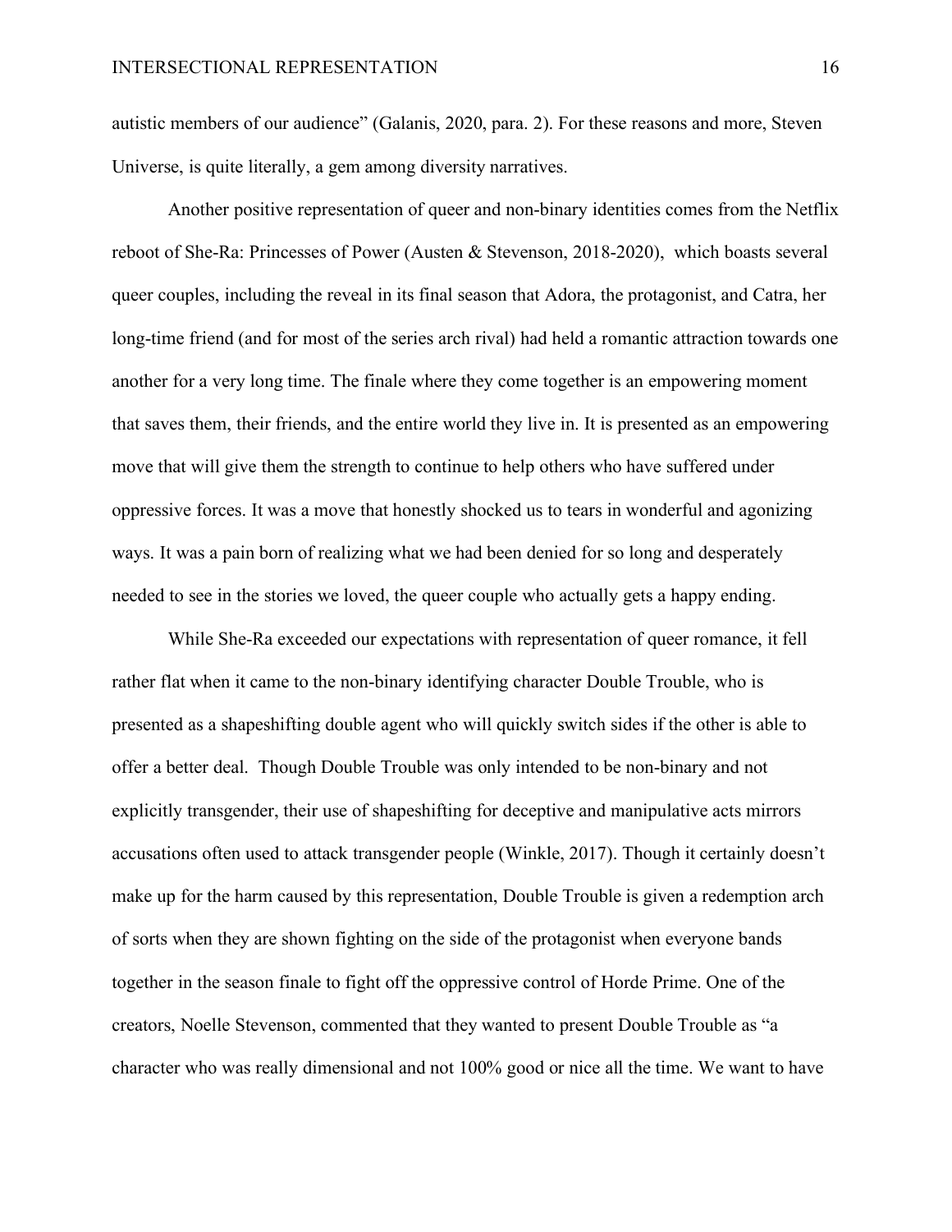autistic members of our audience" (Galanis, 2020, para. 2). For these reasons and more, Steven Universe, is quite literally, a gem among diversity narratives.

Another positive representation of queer and non-binary identities comes from the Netflix reboot of She-Ra: Princesses of Power (Austen & Stevenson, 2018-2020), which boasts several queer couples, including the reveal in its final season that Adora, the protagonist, and Catra, her long-time friend (and for most of the series arch rival) had held a romantic attraction towards one another for a very long time. The finale where they come together is an empowering moment that saves them, their friends, and the entire world they live in. It is presented as an empowering move that will give them the strength to continue to help others who have suffered under oppressive forces. It was a move that honestly shocked us to tears in wonderful and agonizing ways. It was a pain born of realizing what we had been denied for so long and desperately needed to see in the stories we loved, the queer couple who actually gets a happy ending.

While She-Ra exceeded our expectations with representation of queer romance, it fell rather flat when it came to the non-binary identifying character Double Trouble, who is presented as a shapeshifting double agent who will quickly switch sides if the other is able to offer a better deal. Though Double Trouble was only intended to be non-binary and not explicitly transgender, their use of shapeshifting for deceptive and manipulative acts mirrors accusations often used to attack transgender people (Winkle, 2017). Though it certainly doesn't make up for the harm caused by this representation, Double Trouble is given a redemption arch of sorts when they are shown fighting on the side of the protagonist when everyone bands together in the season finale to fight off the oppressive control of Horde Prime. One of the creators, Noelle Stevenson, commented that they wanted to present Double Trouble as "a character who was really dimensional and not 100% good or nice all the time. We want to have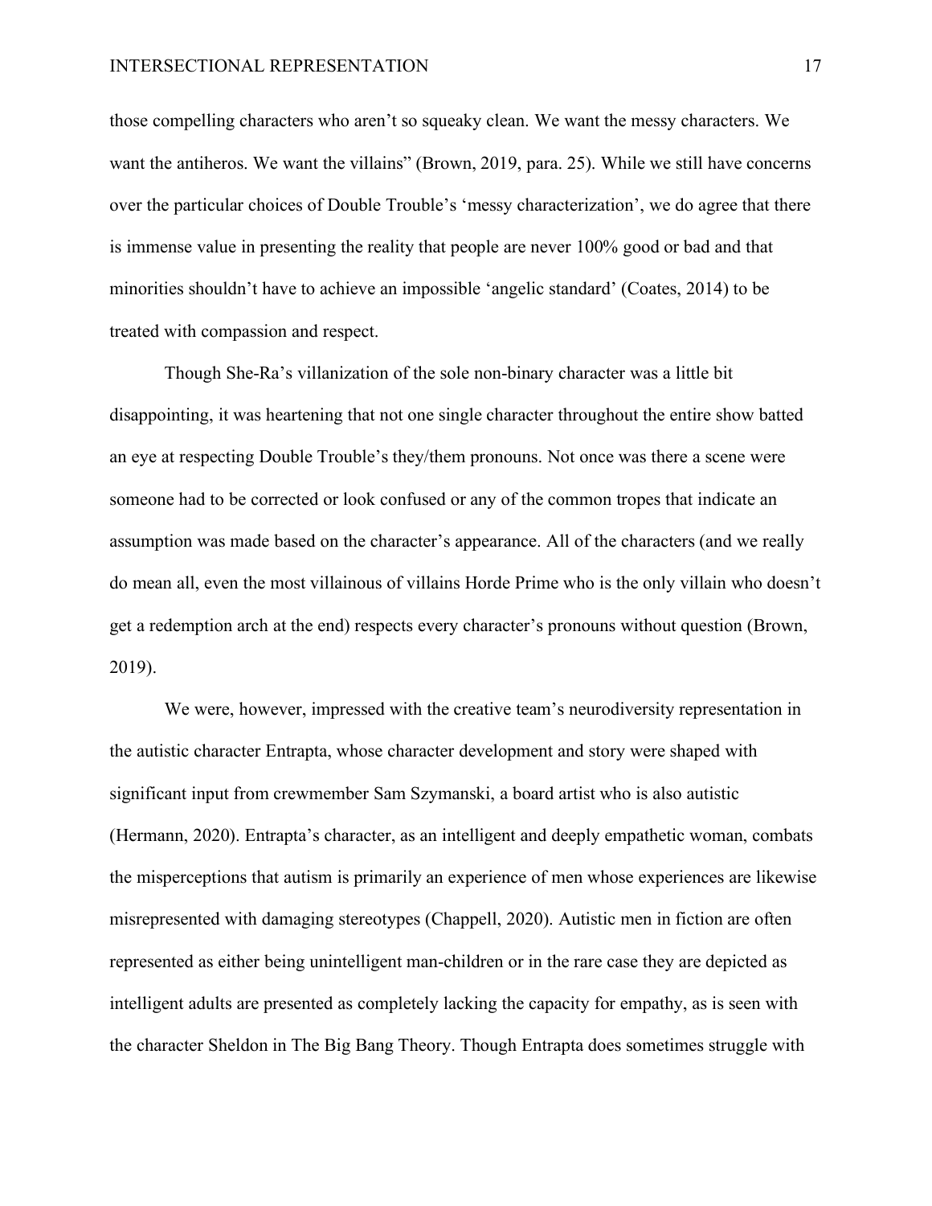those compelling characters who aren't so squeaky clean. We want the messy characters. We want the antiheros. We want the villains" (Brown, 2019, para. 25). While we still have concerns over the particular choices of Double Trouble's 'messy characterization', we do agree that there is immense value in presenting the reality that people are never 100% good or bad and that minorities shouldn't have to achieve an impossible 'angelic standard' (Coates, 2014) to be treated with compassion and respect.

Though She-Ra's villanization of the sole non-binary character was a little bit disappointing, it was heartening that not one single character throughout the entire show batted an eye at respecting Double Trouble's they/them pronouns. Not once was there a scene were someone had to be corrected or look confused or any of the common tropes that indicate an assumption was made based on the character's appearance. All of the characters (and we really do mean all, even the most villainous of villains Horde Prime who is the only villain who doesn't get a redemption arch at the end) respects every character's pronouns without question (Brown, 2019).

We were, however, impressed with the creative team's neurodiversity representation in the autistic character Entrapta, whose character development and story were shaped with significant input from crewmember Sam Szymanski, a board artist who is also autistic (Hermann, 2020). Entrapta's character, as an intelligent and deeply empathetic woman, combats the misperceptions that autism is primarily an experience of men whose experiences are likewise misrepresented with damaging stereotypes (Chappell, 2020). Autistic men in fiction are often represented as either being unintelligent man-children or in the rare case they are depicted as intelligent adults are presented as completely lacking the capacity for empathy, as is seen with the character Sheldon in The Big Bang Theory. Though Entrapta does sometimes struggle with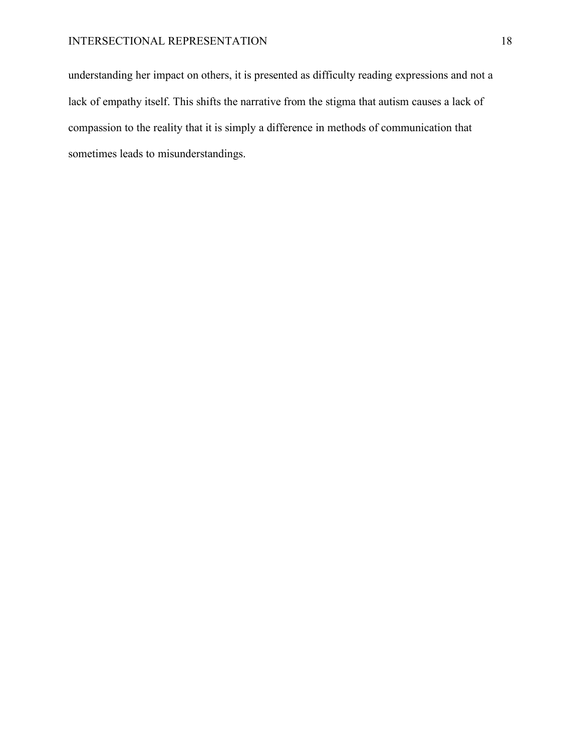understanding her impact on others, it is presented as difficulty reading expressions and not a lack of empathy itself. This shifts the narrative from the stigma that autism causes a lack of compassion to the reality that it is simply a difference in methods of communication that sometimes leads to misunderstandings.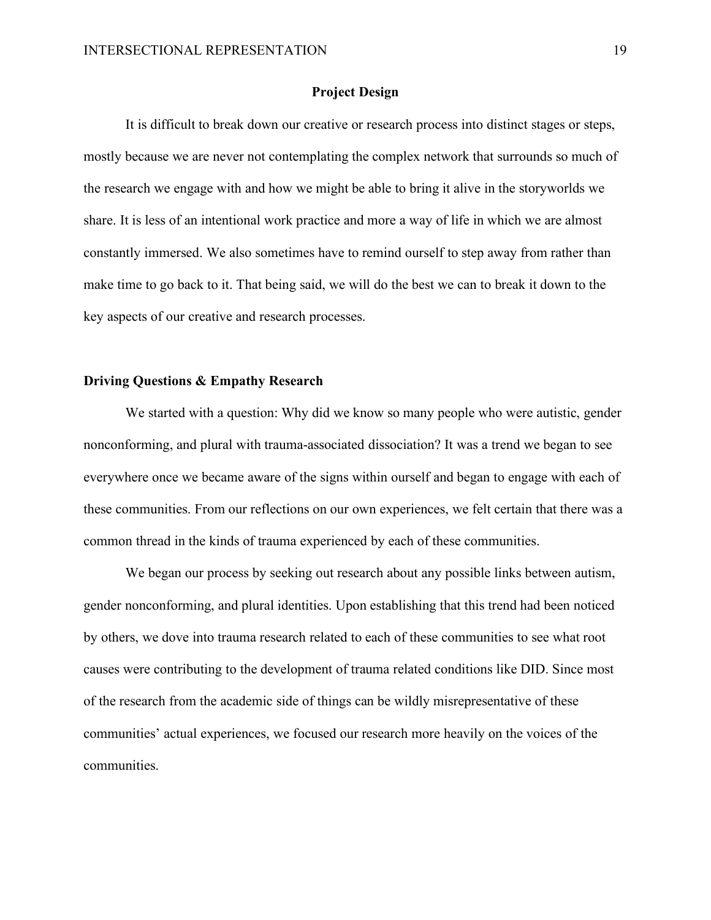## Project Design

It is difficult to break down our creative or research process into distinct stages or steps, mostly because we are never not contemplating the complex network that surrounds so much of the research we engage with and how we might be able to bring it alive in the storyworlds we share. It is less of an intentional work practice and more a way of life in which we are almost constantly immersed. We also sometimes have to remind ourself to step away from rather than make time to go back to it. That being said, we will do the best we can to break it down to the key aspects of our creative and research processes.

### Driving Questions & Empathy Research

We started with a question: Why did we know so many people who were autistic, gender nonconforming, and plural with trauma-associated dissociation? It was a trend we began to see everywhere once we became aware of the signs within ourself and began to engage with each of these communities. From our reflections on our own experiences, we felt certain that there was a common thread in the kinds of trauma experienced by each of these communities.

We began our process by seeking out research about any possible links between autism, gender nonconforming, and plural identities. Upon establishing that this trend had been noticed by others, we dove into trauma research related to each of these communities to see what root causes were contributing to the development of trauma related conditions like DID. Since most of the research from the academic side of things can be wildly misrepresentative of these communities' actual experiences, we focused our research more heavily on the voices of the communities.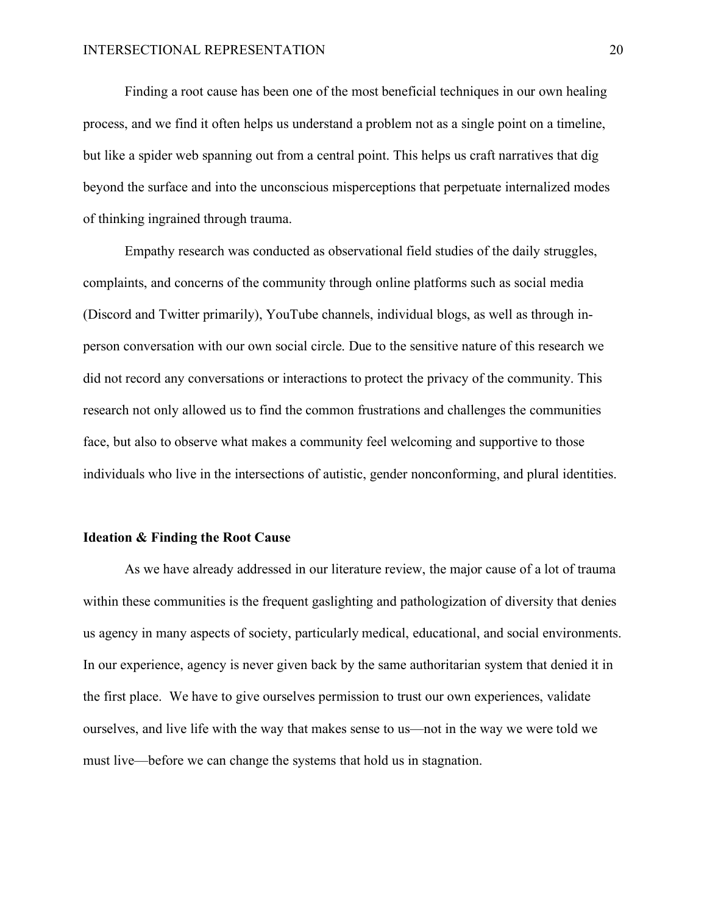Finding a root cause has been one of the most beneficial techniques in our own healing process, and we find it often helps us understand a problem not as a single point on a timeline, but like a spider web spanning out from a central point. This helps us craft narratives that dig beyond the surface and into the unconscious misperceptions that perpetuate internalized modes of thinking ingrained through trauma.

Empathy research was conducted as observational field studies of the daily struggles, complaints, and concerns of the community through online platforms such as social media (Discord and Twitter primarily), YouTube channels, individual blogs, as well as through in-person conversation with our own social circle. Due to the sensitive nature of this research we did not record any conversations or interactions to protect the privacy of the community. This research not only allowed us to find the common frustrations and challenges the communities face, but also to observe what makes a community feel welcoming and supportive to those individuals who live in the intersections of autistic, gender nonconforming, and plural identities.

**Ideation & Finding the Root Cause**

As we have already addressed in our literature review, the major cause of a lot of trauma within these communities is the frequent gaslighting and pathologization of diversity that denies us agency in many aspects of society, particularly medical, educational, and social environments. In our experience, agency is never given back by the same authoritarian system that denied it in the first place. We have to give ourselves permission to trust our own experiences, validate ourselves, and live life with the way that makes sense to us—not in the way we were told we must live—before we can change the systems that hold us in stagnation.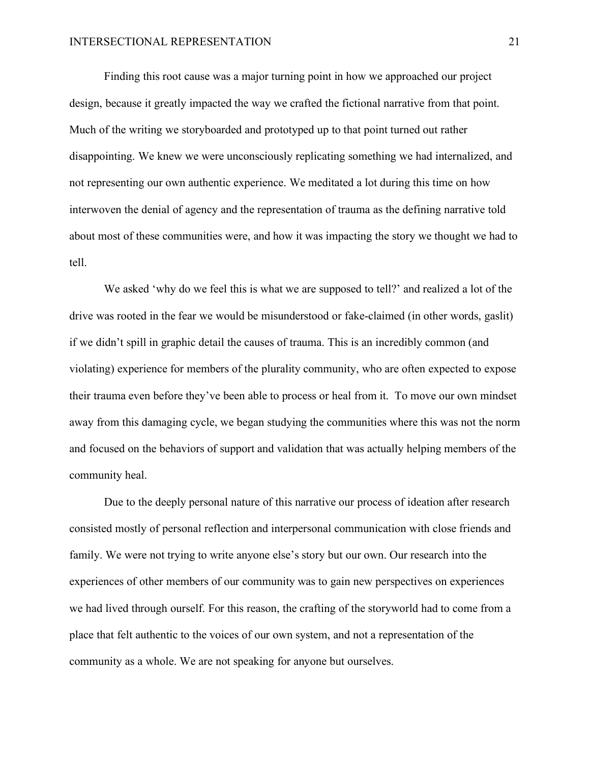Finding this root cause was a major turning point in how we approached our project design, because it greatly impacted the way we crafted the fictional narrative from that point. Much of the writing we storyboarded and prototyped up to that point turned out rather disappointing. We knew we were unconsciously replicating something we had internalized, and not representing our own authentic experience. We meditated a lot during this time on how interwoven the denial of agency and the representation of trauma as the defining narrative told about most of these communities were, and how it was impacting the story we thought we had to tell.

We asked 'why do we feel this is what we are supposed to tell?' and realized a lot of the drive was rooted in the fear we would be misunderstood or fake-claimed (in other words, gaslit) if we didn't spill in graphic detail the causes of trauma. This is an incredibly common (and violating) experience for members of the plurality community, who are often expected to expose their trauma even before they've been able to process or heal from it. To move our own mindset away from this damaging cycle, we began studying the communities where this was not the norm and focused on the behaviors of support and validation that was actually helping members of the community heal.

Due to the deeply personal nature of this narrative our process of ideation after research consisted mostly of personal reflection and interpersonal communication with close friends and family. We were not trying to write anyone else's story but our own. Our research into the experiences of other members of our community was to gain new perspectives on experiences we had lived through ourself. For this reason, the crafting of the storyworld had to come from a place that felt authentic to the voices of our own system, and not a representation of the community as a whole. We are not speaking for anyone but ourselves.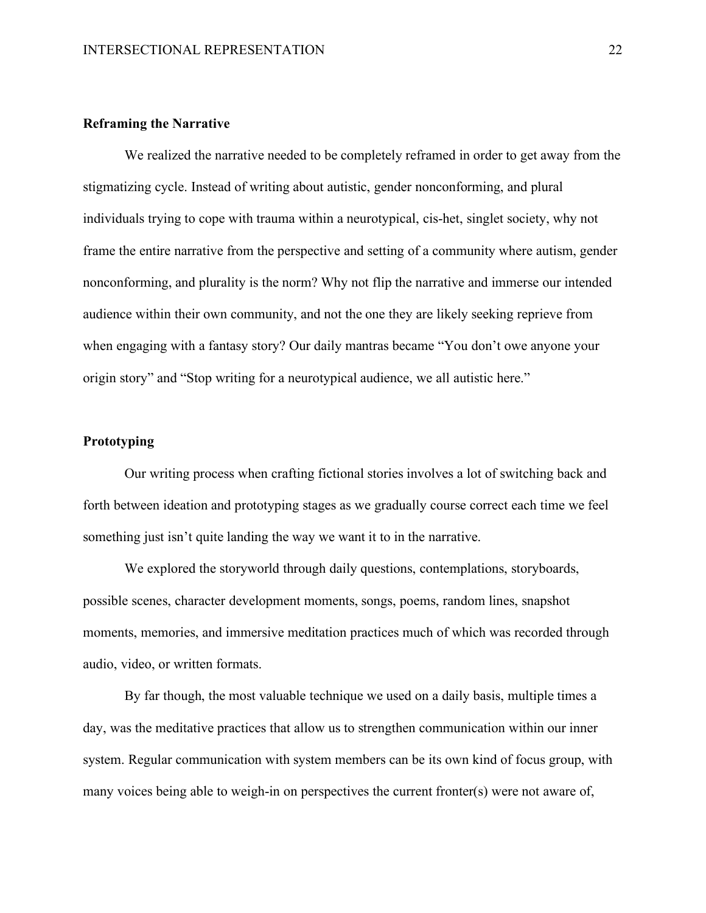**Reframing the Narrative**

We realized the narrative needed to be completely reframed in order to get away from the stigmatizing cycle. Instead of writing about autistic, gender nonconforming, and plural individuals trying to cope with trauma within a neurotypical, cis-het, singlet society, why not frame the entire narrative from the perspective and setting of a community where autism, gender nonconforming, and plurality is the norm? Why not flip the narrative and immerse our intended audience within their own community, and not the one they are likely seeking reprieve from when engaging with a fantasy story? Our daily mantras became "You don't owe anyone your origin story" and "Stop writing for a neurotypical audience, we all autistic here."

**Prototyping**

Our writing process when crafting fictional stories involves a lot of switching back and forth between ideation and prototyping stages as we gradually course correct each time we feel something just isn't quite landing the way we want it to in the narrative.

We explored the storyworld through daily questions, contemplations, storyboards, possible scenes, character development moments, songs, poems, random lines, snapshot moments, memories, and immersive meditation practices much of which was recorded through audio, video, or written formats.

By far though, the most valuable technique we used on a daily basis, multiple times a day, was the meditative practices that allow us to strengthen communication within our inner system. Regular communication with system members can be its own kind of focus group, with many voices being able to weigh-in on perspectives the current fronter(s) were not aware of,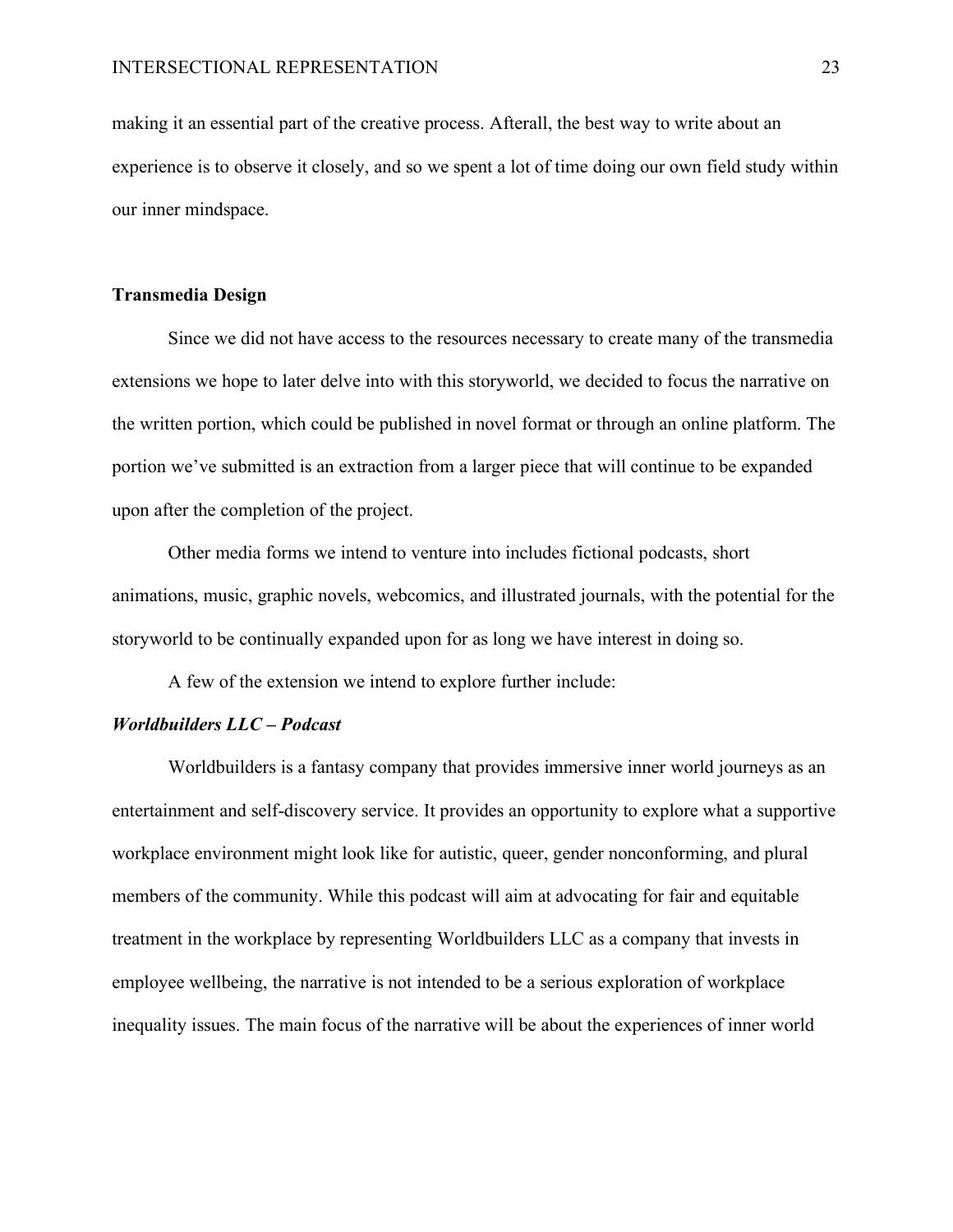making it an essential part of the creative process. Afterall, the best way to write about an experience is to observe it closely, and so we spent a lot of time doing our own field study within our inner mindspace.

### Transmedia Design

Since we did not have access to the resources necessary to create many of the transmedia extensions we hope to later delve into with this storyworld, we decided to focus the narrative on the written portion, which could be published in novel format or through an online platform. The portion we've submitted is an extraction from a larger piece that will continue to be expanded upon after the completion of the project.

Other media forms we intend to venture into includes fictional podcasts, short animations, music, graphic novels, webcomics, and illustrated journals, with the potential for the storyworld to be continually expanded upon for as long we have interest in doing so.

A few of the extension we intend to explore further include:

#### ***Worldbuilders LLC – Podcast***

Worldbuilders is a fantasy company that provides immersive inner world journeys as an entertainment and self-discovery service. It provides an opportunity to explore what a supportive workplace environment might look like for autistic, queer, gender nonconforming, and plural members of the community. While this podcast will aim at advocating for fair and equitable treatment in the workplace by representing Worldbuilders LLC as a company that invests in employee wellbeing, the narrative is not intended to be a serious exploration of workplace inequality issues. The main focus of the narrative will be about the experiences of inner world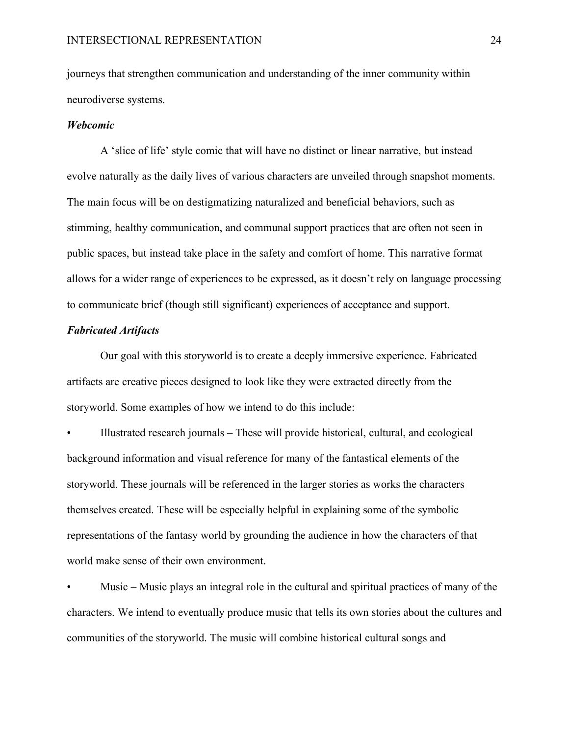journeys that strengthen communication and understanding of the inner community within neurodiverse systems.

### *Webcomic*

A 'slice of life' style comic that will have no distinct or linear narrative, but instead evolve naturally as the daily lives of various characters are unveiled through snapshot moments. The main focus will be on destigmatizing naturalized and beneficial behaviors, such as stimming, healthy communication, and communal support practices that are often not seen in public spaces, but instead take place in the safety and comfort of home. This narrative format allows for a wider range of experiences to be expressed, as it doesn't rely on language processing to communicate brief (though still significant) experiences of acceptance and support.

### *Fabricated Artifacts*

Our goal with this storyworld is to create a deeply immersive experience. Fabricated artifacts are creative pieces designed to look like they were extracted directly from the storyworld. Some examples of how we intend to do this include:

- Illustrated research journals – These will provide historical, cultural, and ecological background information and visual reference for many of the fantastical elements of the storyworld. These journals will be referenced in the larger stories as works the characters themselves created. These will be especially helpful in explaining some of the symbolic representations of the fantasy world by grounding the audience in how the characters of that world make sense of their own environment.
- Music – Music plays an integral role in the cultural and spiritual practices of many of the characters. We intend to eventually produce music that tells its own stories about the cultures and communities of the storyworld. The music will combine historical cultural songs and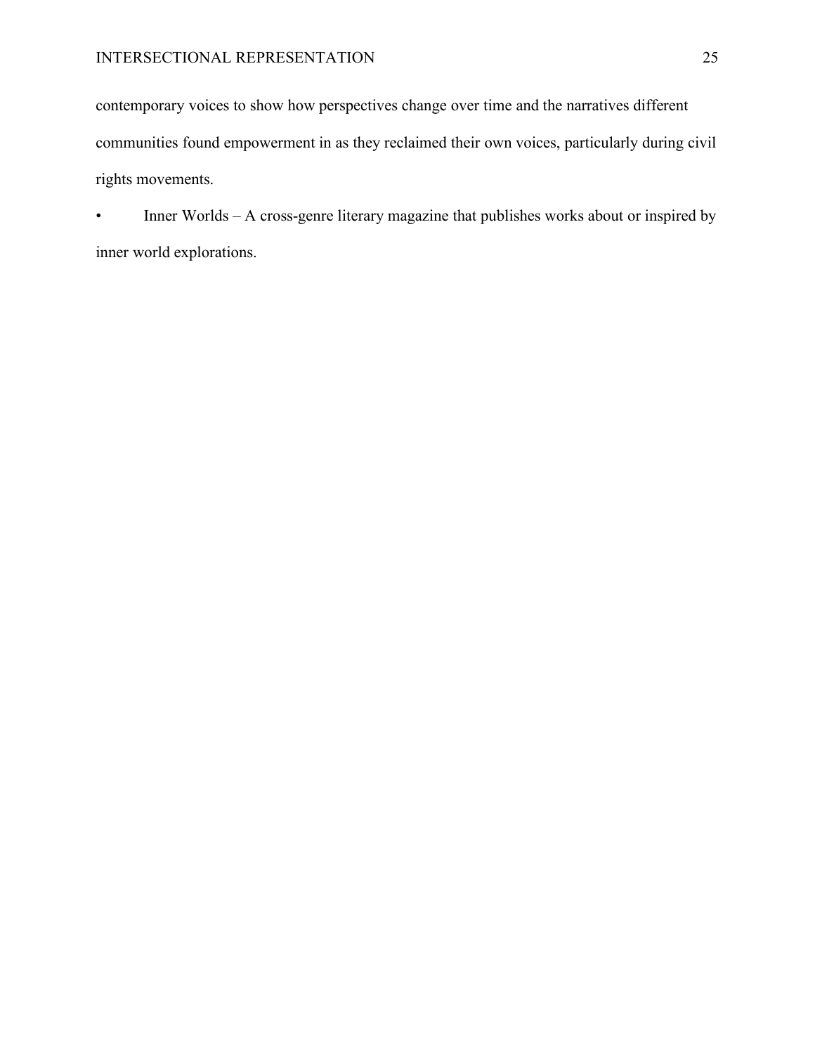contemporary voices to show how perspectives change over time and the narratives different communities found empowerment in as they reclaimed their own voices, particularly during civil rights movements.

- Inner Worlds – A cross-genre literary magazine that publishes works about or inspired by inner world explorations.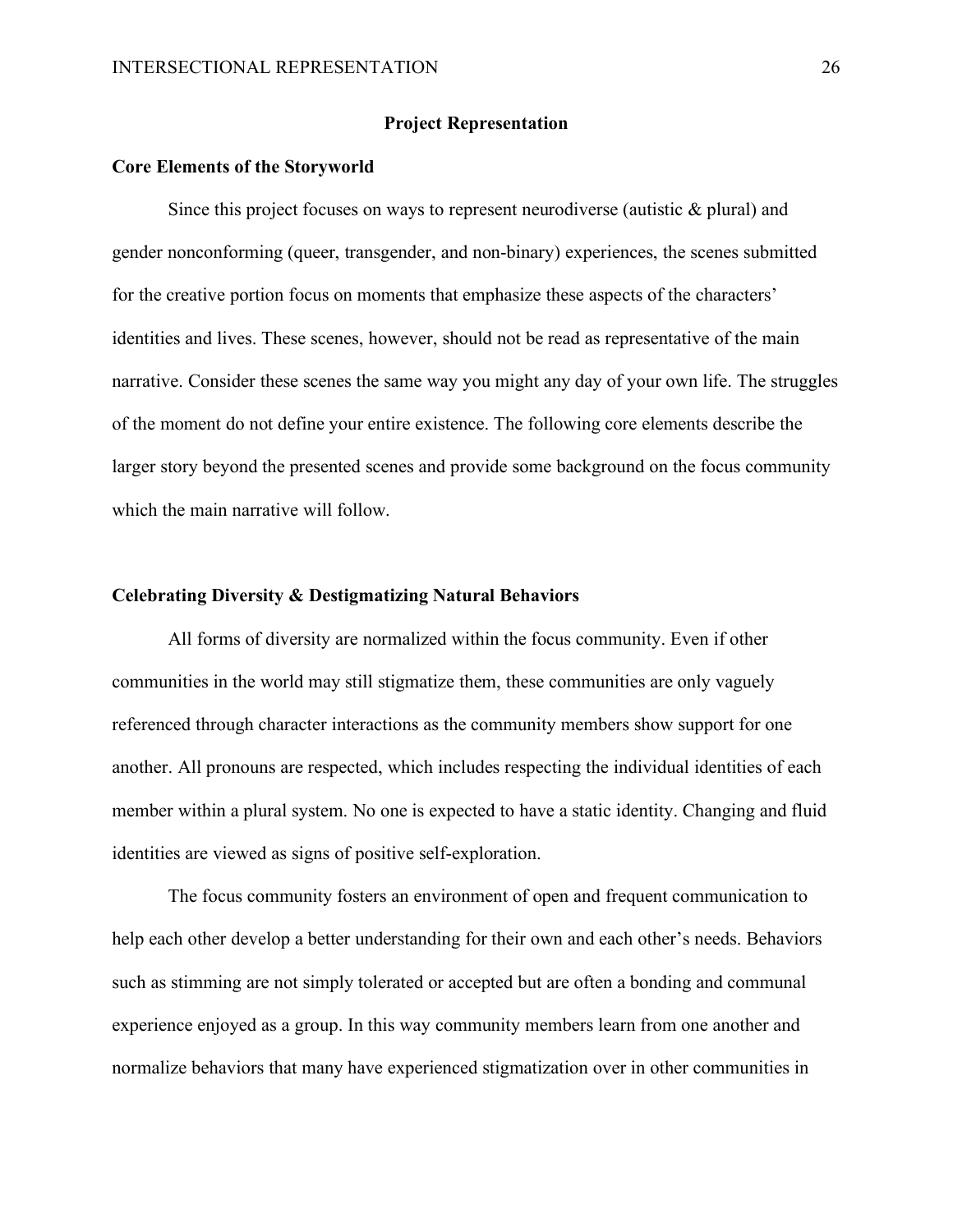## Project Representation

### Core Elements of the Storyworld

Since this project focuses on ways to represent neurodiverse (autistic & plural) and gender nonconforming (queer, transgender, and non-binary) experiences, the scenes submitted for the creative portion focus on moments that emphasize these aspects of the characters' identities and lives. These scenes, however, should not be read as representative of the main narrative. Consider these scenes the same way you might any day of your own life. The struggles of the moment do not define your entire existence. The following core elements describe the larger story beyond the presented scenes and provide some background on the focus community which the main narrative will follow.

### Celebrating Diversity & Destigmatizing Natural Behaviors

All forms of diversity are normalized within the focus community. Even if other communities in the world may still stigmatize them, these communities are only vaguely referenced through character interactions as the community members show support for one another. All pronouns are respected, which includes respecting the individual identities of each member within a plural system. No one is expected to have a static identity. Changing and fluid identities are viewed as signs of positive self-exploration.

The focus community fosters an environment of open and frequent communication to help each other develop a better understanding for their own and each other's needs. Behaviors such as stimming are not simply tolerated or accepted but are often a bonding and communal experience enjoyed as a group. In this way community members learn from one another and normalize behaviors that many have experienced stigmatization over in other communities in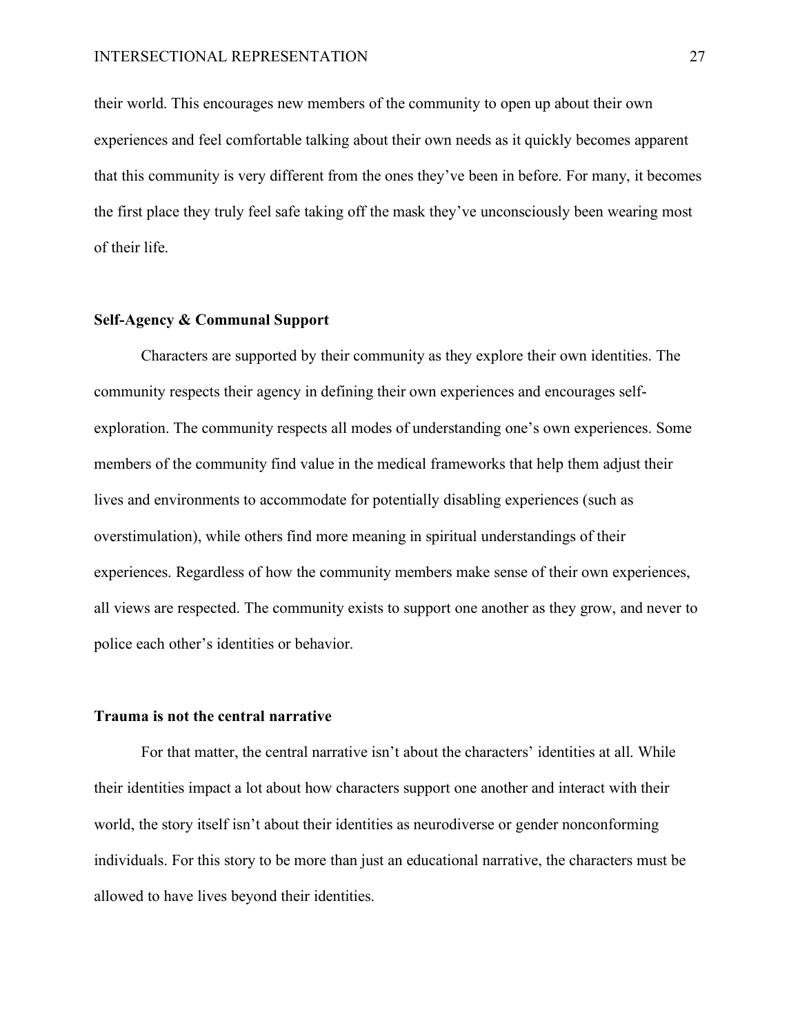their world. This encourages new members of the community to open up about their own experiences and feel comfortable talking about their own needs as it quickly becomes apparent that this community is very different from the ones they've been in before. For many, it becomes the first place they truly feel safe taking off the mask they've unconsciously been wearing most of their life.

### Self-Agency & Communal Support

Characters are supported by their community as they explore their own identities. The community respects their agency in defining their own experiences and encourages self-exploration. The community respects all modes of understanding one's own experiences. Some members of the community find value in the medical frameworks that help them adjust their lives and environments to accommodate for potentially disabling experiences (such as overstimulation), while others find more meaning in spiritual understandings of their experiences. Regardless of how the community members make sense of their own experiences, all views are respected. The community exists to support one another as they grow, and never to police each other's identities or behavior.

### Trauma is not the central narrative

For that matter, the central narrative isn't about the characters' identities at all. While their identities impact a lot about how characters support one another and interact with their world, the story itself isn't about their identities as neurodiverse or gender nonconforming individuals. For this story to be more than just an educational narrative, the characters must be allowed to have lives beyond their identities.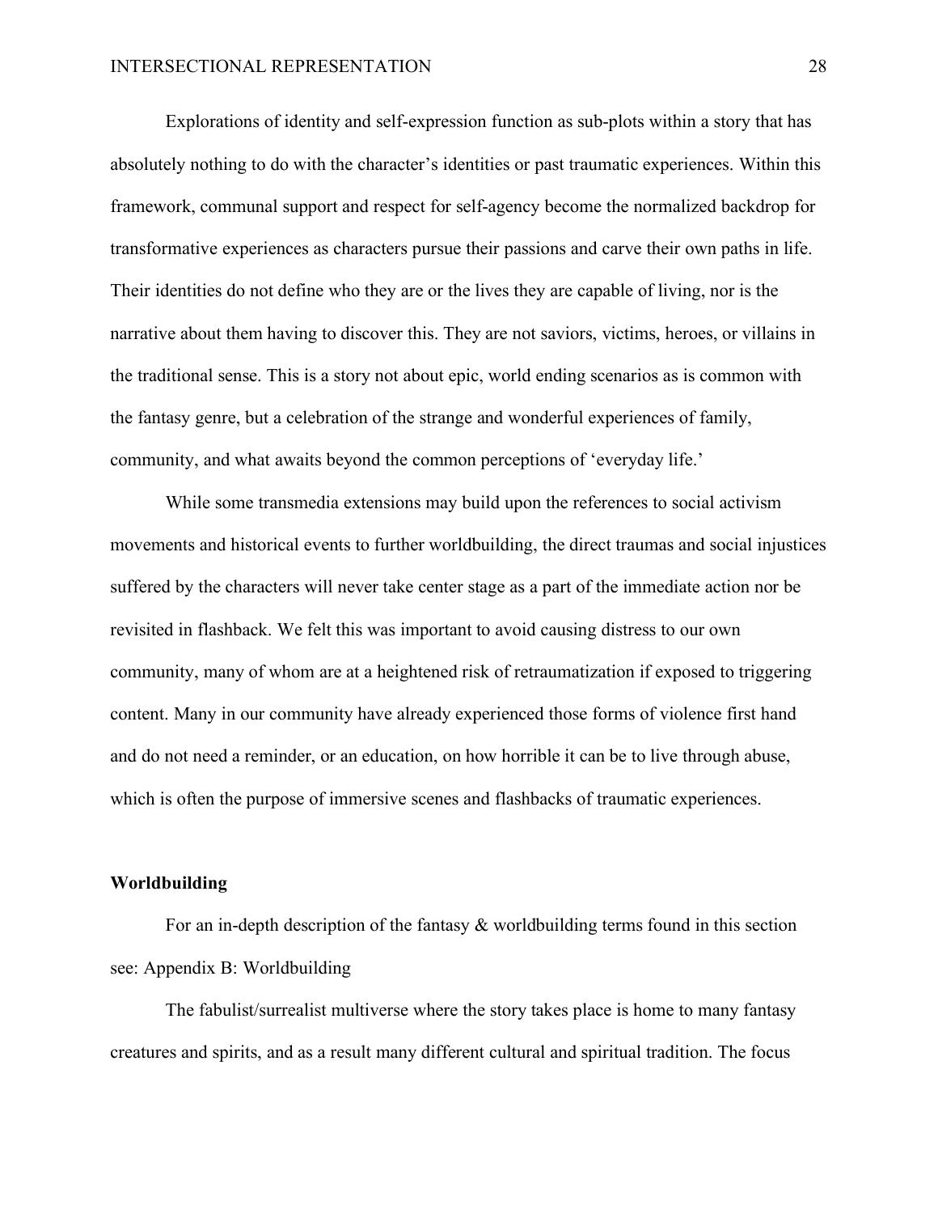Explorations of identity and self-expression function as sub-plots within a story that has absolutely nothing to do with the character's identities or past traumatic experiences. Within this framework, communal support and respect for self-agency become the normalized backdrop for transformative experiences as characters pursue their passions and carve their own paths in life. Their identities do not define who they are or the lives they are capable of living, nor is the narrative about them having to discover this. They are not saviors, victims, heroes, or villains in the traditional sense. This is a story not about epic, world ending scenarios as is common with the fantasy genre, but a celebration of the strange and wonderful experiences of family, community, and what awaits beyond the common perceptions of 'everyday life.'

While some transmedia extensions may build upon the references to social activism movements and historical events to further worldbuilding, the direct traumas and social injustices suffered by the characters will never take center stage as a part of the immediate action nor be revisited in flashback. We felt this was important to avoid causing distress to our own community, many of whom are at a heightened risk of retraumatization if exposed to triggering content. Many in our community have already experienced those forms of violence first hand and do not need a reminder, or an education, on how horrible it can be to live through abuse, which is often the purpose of immersive scenes and flashbacks of traumatic experiences.

**Worldbuilding**

For an in-depth description of the fantasy & worldbuilding terms found in this section see: Appendix B: Worldbuilding

The fabulist/surrealist multiverse where the story takes place is home to many fantasy creatures and spirits, and as a result many different cultural and spiritual tradition. The focus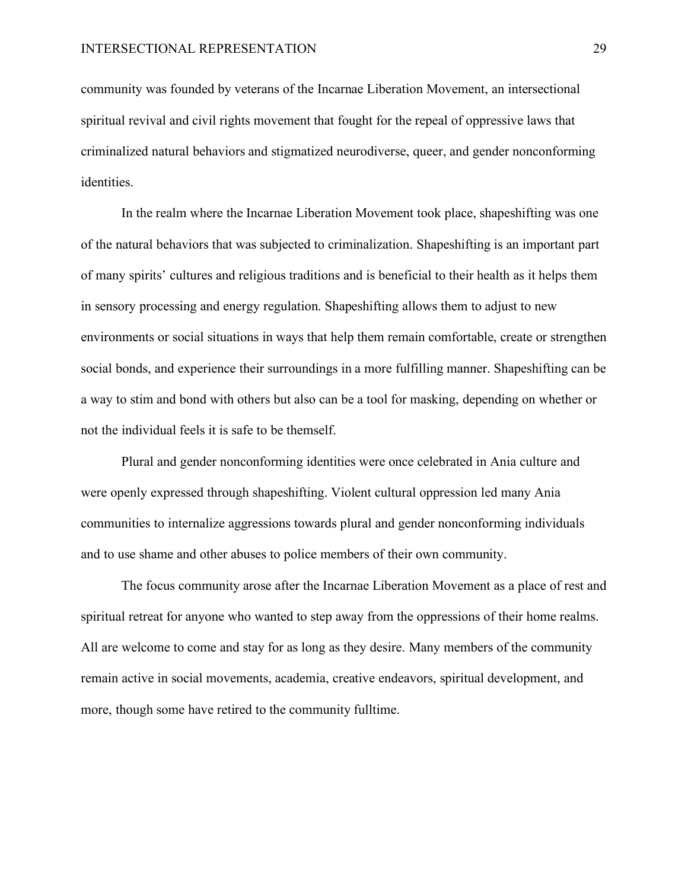community was founded by veterans of the Incarnae Liberation Movement, an intersectional spiritual revival and civil rights movement that fought for the repeal of oppressive laws that criminalized natural behaviors and stigmatized neurodiverse, queer, and gender nonconforming identities.

In the realm where the Incarnae Liberation Movement took place, shapeshifting was one of the natural behaviors that was subjected to criminalization. Shapeshifting is an important part of many spirits' cultures and religious traditions and is beneficial to their health as it helps them in sensory processing and energy regulation. Shapeshifting allows them to adjust to new environments or social situations in ways that help them remain comfortable, create or strengthen social bonds, and experience their surroundings in a more fulfilling manner. Shapeshifting can be a way to stim and bond with others but also can be a tool for masking, depending on whether or not the individual feels it is safe to be themself.

Plural and gender nonconforming identities were once celebrated in Ania culture and were openly expressed through shapeshifting. Violent cultural oppression led many Ania communities to internalize aggressions towards plural and gender nonconforming individuals and to use shame and other abuses to police members of their own community.

The focus community arose after the Incarnae Liberation Movement as a place of rest and spiritual retreat for anyone who wanted to step away from the oppressions of their home realms. All are welcome to come and stay for as long as they desire. Many members of the community remain active in social movements, academia, creative endeavors, spiritual development, and more, though some have retired to the community fulltime.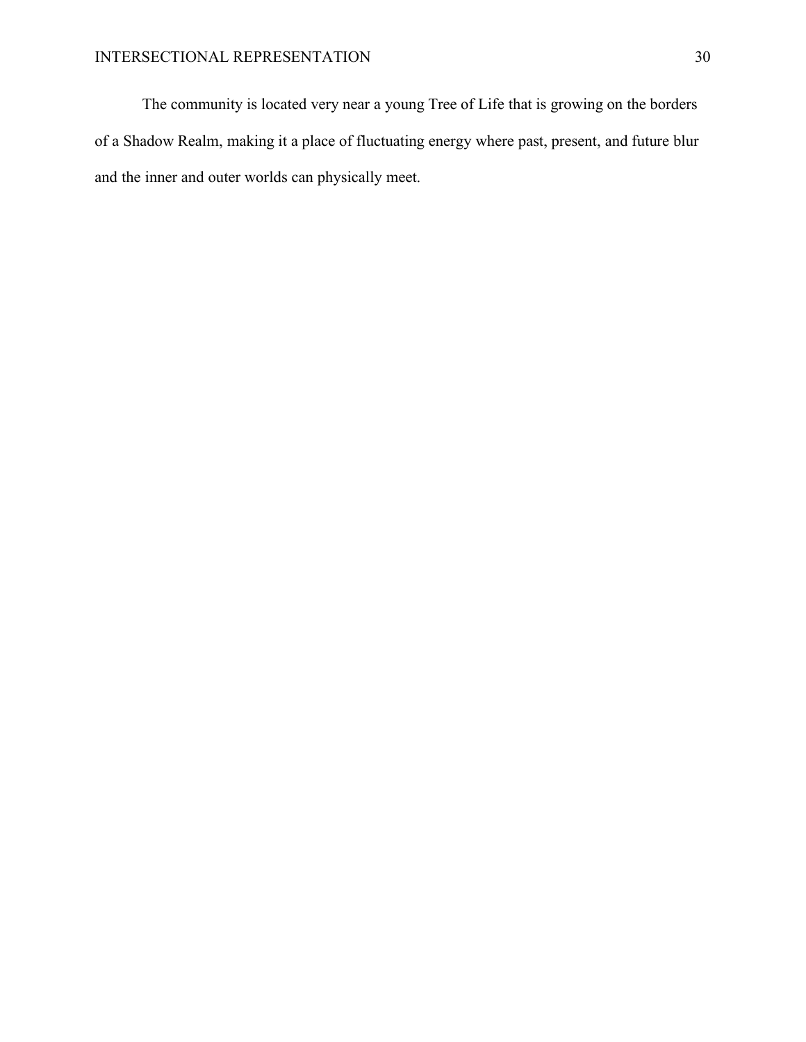The community is located very near a young Tree of Life that is growing on the borders of a Shadow Realm, making it a place of fluctuating energy where past, present, and future blur and the inner and outer worlds can physically meet.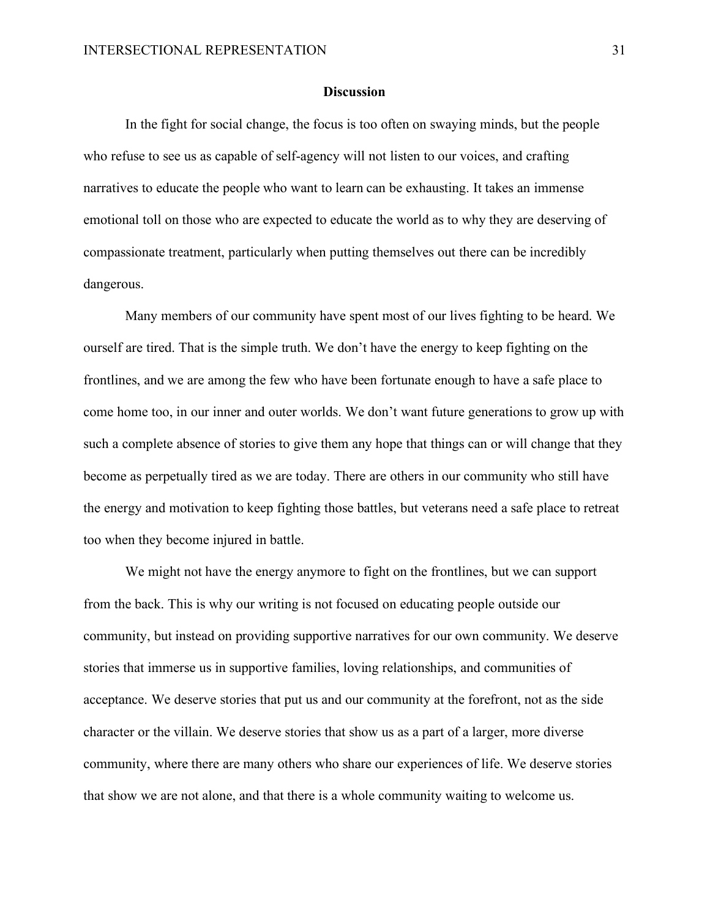## Discussion

In the fight for social change, the focus is too often on swaying minds, but the people who refuse to see us as capable of self-agency will not listen to our voices, and crafting narratives to educate the people who want to learn can be exhausting. It takes an immense emotional toll on those who are expected to educate the world as to why they are deserving of compassionate treatment, particularly when putting themselves out there can be incredibly dangerous.

Many members of our community have spent most of our lives fighting to be heard. We ourself are tired. That is the simple truth. We don't have the energy to keep fighting on the frontlines, and we are among the few who have been fortunate enough to have a safe place to come home too, in our inner and outer worlds. We don't want future generations to grow up with such a complete absence of stories to give them any hope that things can or will change that they become as perpetually tired as we are today. There are others in our community who still have the energy and motivation to keep fighting those battles, but veterans need a safe place to retreat too when they become injured in battle.

We might not have the energy anymore to fight on the frontlines, but we can support from the back. This is why our writing is not focused on educating people outside our community, but instead on providing supportive narratives for our own community. We deserve stories that immerse us in supportive families, loving relationships, and communities of acceptance. We deserve stories that put us and our community at the forefront, not as the side character or the villain. We deserve stories that show us as a part of a larger, more diverse community, where there are many others who share our experiences of life. We deserve stories that show we are not alone, and that there is a whole community waiting to welcome us.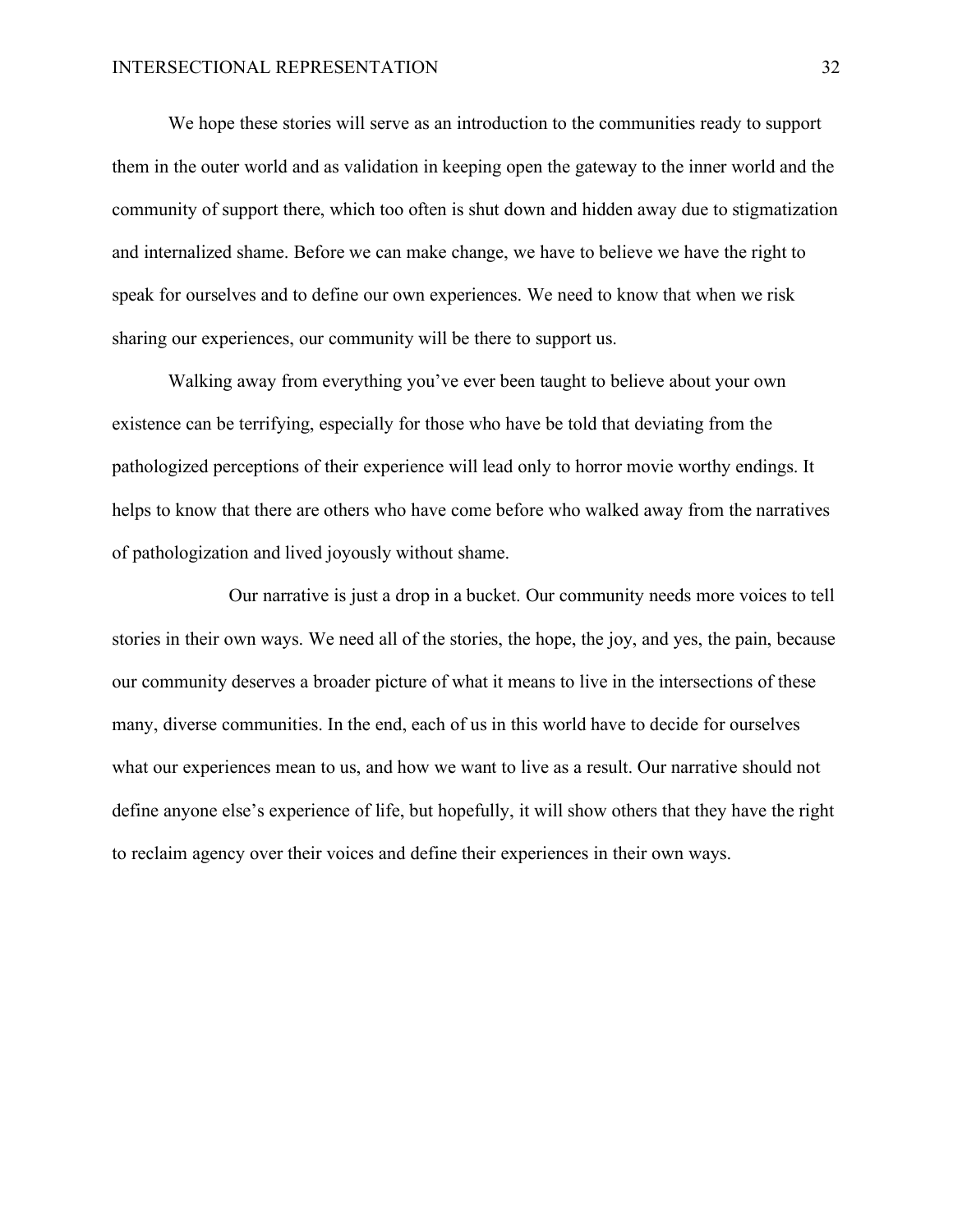We hope these stories will serve as an introduction to the communities ready to support them in the outer world and as validation in keeping open the gateway to the inner world and the community of support there, which too often is shut down and hidden away due to stigmatization and internalized shame. Before we can make change, we have to believe we have the right to speak for ourselves and to define our own experiences. We need to know that when we risk sharing our experiences, our community will be there to support us.

Walking away from everything you've ever been taught to believe about your own existence can be terrifying, especially for those who have be told that deviating from the pathologized perceptions of their experience will lead only to horror movie worthy endings. It helps to know that there are others who have come before who walked away from the narratives of pathologization and lived joyously without shame.

Our narrative is just a drop in a bucket. Our community needs more voices to tell stories in their own ways. We need all of the stories, the hope, the joy, and yes, the pain, because our community deserves a broader picture of what it means to live in the intersections of these many, diverse communities. In the end, each of us in this world have to decide for ourselves what our experiences mean to us, and how we want to live as a result. Our narrative should not define anyone else's experience of life, but hopefully, it will show others that they have the right to reclaim agency over their voices and define their experiences in their own ways.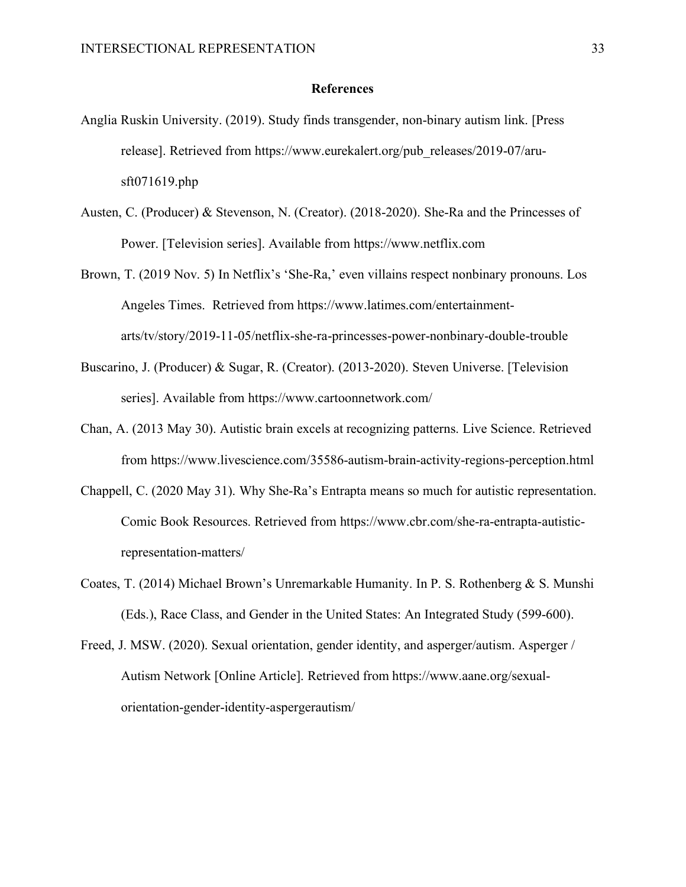## References

Anglia Ruskin University. (2019). Study finds transgender, non-binary autism link. [Press release]. Retrieved from https://www.eurekalert.org/pub_releases/2019-07/aru-sft071619.php

Austen, C. (Producer) & Stevenson, N. (Creator). (2018-2020). She-Ra and the Princesses of Power. [Television series]. Available from https://www.netflix.com

Brown, T. (2019 Nov. 5) In Netflix's 'She-Ra,' even villains respect nonbinary pronouns. Los Angeles Times. Retrieved from https://www.latimes.com/entertainment-arts/tv/story/2019-11-05/netflix-she-ra-princesses-power-nonbinary-double-trouble

Buscarino, J. (Producer) & Sugar, R. (Creator). (2013-2020). Steven Universe. [Television series]. Available from https://www.cartoonnetwork.com/

Chan, A. (2013 May 30). Autistic brain excels at recognizing patterns. Live Science. Retrieved from https://www.livescience.com/35586-autism-brain-activity-regions-perception.html

Chappell, C. (2020 May 31). Why She-Ra's Entrapta means so much for autistic representation. Comic Book Resources. Retrieved from https://www.cbr.com/she-ra-entrapta-autistic-representation-matters/

Coates, T. (2014) Michael Brown's Unremarkable Humanity. In P. S. Rothenberg & S. Munshi (Eds.), Race Class, and Gender in the United States: An Integrated Study (599-600).

Freed, J. MSW. (2020). Sexual orientation, gender identity, and asperger/autism. Asperger / Autism Network [Online Article]. Retrieved from https://www.aane.org/sexual-orientation-gender-identity-aspergerautism/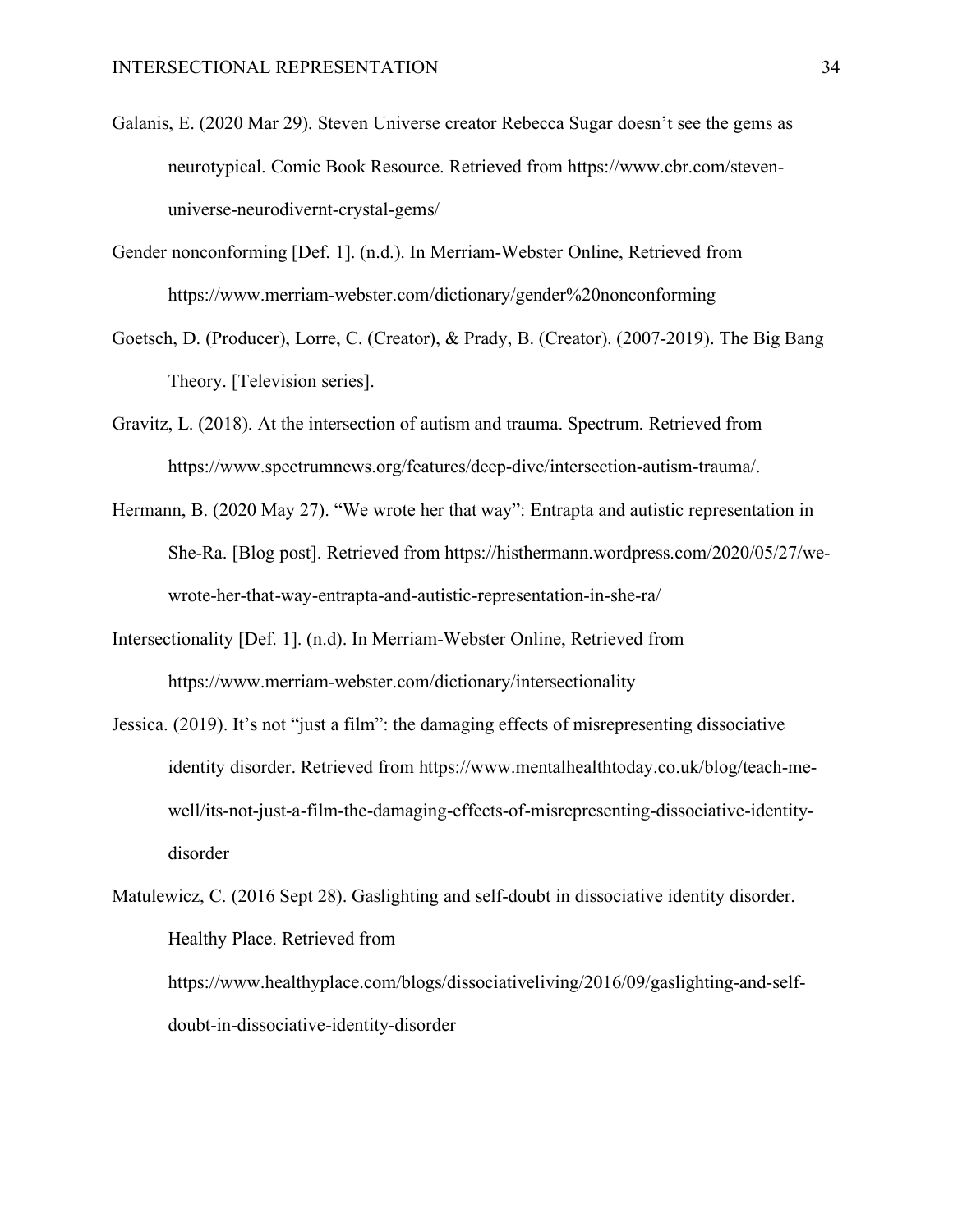Galanis, E. (2020 Mar 29). Steven Universe creator Rebecca Sugar doesn't see the gems as neurotypical. Comic Book Resource. Retrieved from https://www.cbr.com/steven-universe-neurodivernt-crystal-gems/

Gender nonconforming [Def. 1]. (n.d.). In Merriam-Webster Online, Retrieved from https://www.merriam-webster.com/dictionary/gender%20nonconforming

Goetsch, D. (Producer), Lorre, C. (Creator), & Prady, B. (Creator). (2007-2019). The Big Bang Theory. [Television series].

Gravitz, L. (2018). At the intersection of autism and trauma. Spectrum. Retrieved from https://www.spectrumnews.org/features/deep-dive/intersection-autism-trauma/.

Hermann, B. (2020 May 27). "We wrote her that way": Entrapta and autistic representation in She-Ra. [Blog post]. Retrieved from https://histhermann.wordpress.com/2020/05/27/we-wrote-her-that-way-entrapta-and-autistic-representation-in-she-ra/

Intersectionality [Def. 1]. (n.d). In Merriam-Webster Online, Retrieved from https://www.merriam-webster.com/dictionary/intersectionality

Jessica. (2019). It's not "just a film": the damaging effects of misrepresenting dissociative identity disorder. Retrieved from https://www.mentalhealthtoday.co.uk/blog/teach-me-well/its-not-just-a-film-the-damaging-effects-of-misrepresenting-dissociative-identity-disorder

Matulewicz, C. (2016 Sept 28). Gaslighting and self-doubt in dissociative identity disorder. Healthy Place. Retrieved from https://www.healthyplace.com/blogs/dissociativeliving/2016/09/gaslighting-and-self-doubt-in-dissociative-identity-disorder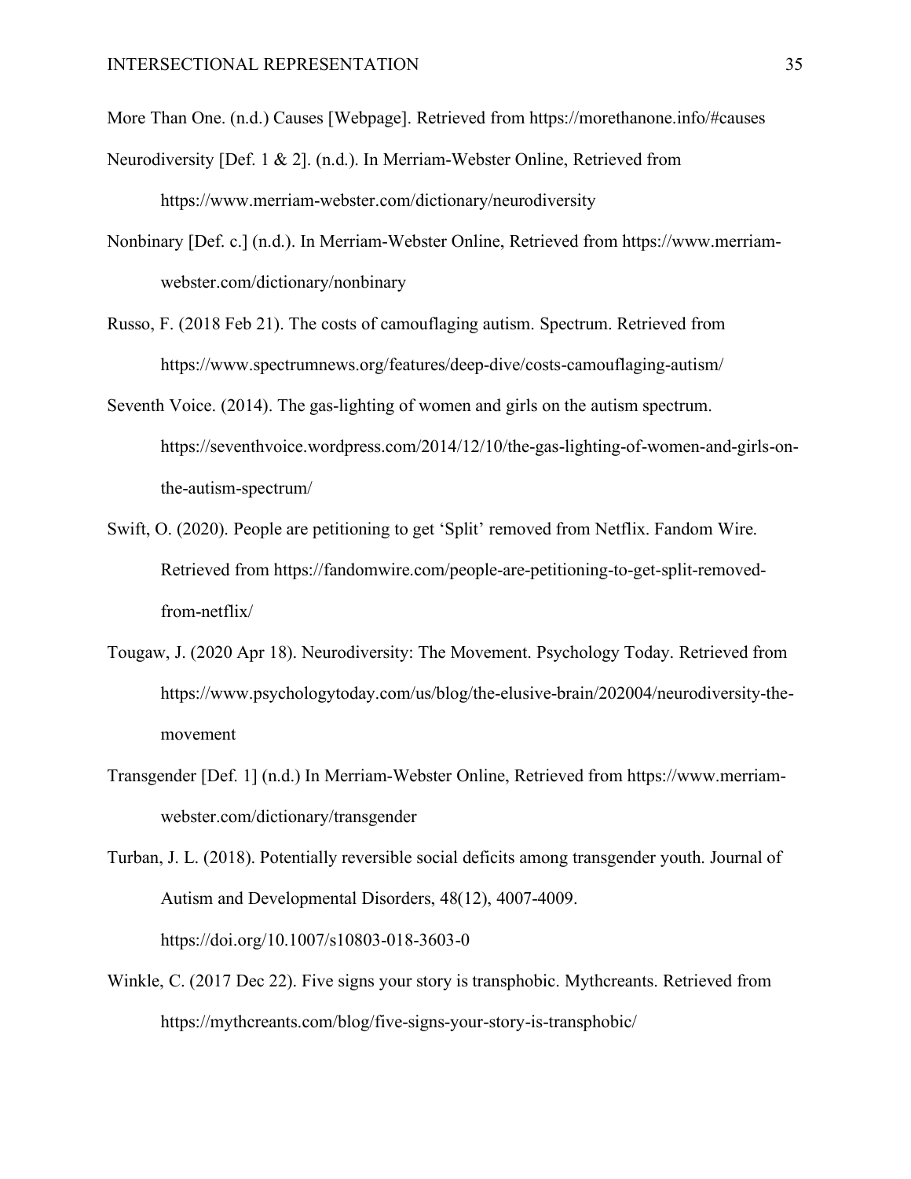More Than One. (n.d.) Causes [Webpage]. Retrieved from https://morethanone.info/#causes

Neurodiversity [Def. 1 & 2]. (n.d.). In Merriam-Webster Online, Retrieved from https://www.merriam-webster.com/dictionary/neurodiversity

Nonbinary [Def. c.] (n.d.). In Merriam-Webster Online, Retrieved from https://www.merriam-webster.com/dictionary/nonbinary

Russo, F. (2018 Feb 21). The costs of camouflaging autism. Spectrum. Retrieved from https://www.spectrumnews.org/features/deep-dive/costs-camouflaging-autism/

Seventh Voice. (2014). The gas-lighting of women and girls on the autism spectrum. https://seventhvoice.wordpress.com/2014/12/10/the-gas-lighting-of-women-and-girls-on-the-autism-spectrum/

Swift, O. (2020). People are petitioning to get 'Split' removed from Netflix. Fandom Wire. Retrieved from https://fandomwire.com/people-are-petitioning-to-get-split-removed-from-netflix/

Tougaw, J. (2020 Apr 18). Neurodiversity: The Movement. Psychology Today. Retrieved from https://www.psychologytoday.com/us/blog/the-elusive-brain/202004/neurodiversity-the-movement

Transgender [Def. 1] (n.d.) In Merriam-Webster Online, Retrieved from https://www.merriam-webster.com/dictionary/transgender

Turban, J. L. (2018). Potentially reversible social deficits among transgender youth. Journal of Autism and Developmental Disorders, 48(12), 4007-4009. https://doi.org/10.1007/s10803-018-3603-0

Winkle, C. (2017 Dec 22). Five signs your story is transphobic. Mythcreants. Retrieved from https://mythcreants.com/blog/five-signs-your-story-is-transphobic/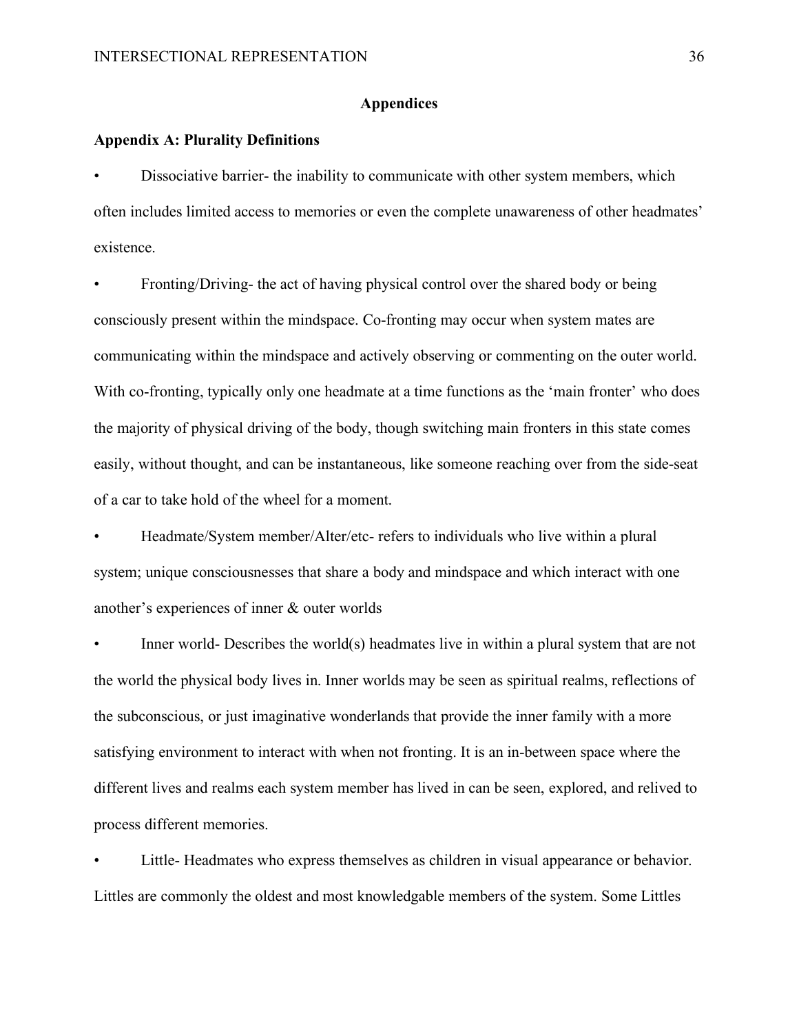# Appendices

## Appendix A: Plurality Definitions

- Dissociative barrier- the inability to communicate with other system members, which often includes limited access to memories or even the complete unawareness of other headmates' existence.
- Fronting/Driving- the act of having physical control over the shared body or being consciously present within the mindspace. Co-fronting may occur when system mates are communicating within the mindspace and actively observing or commenting on the outer world. With co-fronting, typically only one headmate at a time functions as the 'main fronter' who does the majority of physical driving of the body, though switching main fronters in this state comes easily, without thought, and can be instantaneous, like someone reaching over from the side-seat of a car to take hold of the wheel for a moment.
- Headmate/System member/Alter/etc- refers to individuals who live within a plural system; unique consciousnesses that share a body and mindspace and which interact with one another's experiences of inner & outer worlds
- Inner world- Describes the world(s) headmates live in within a plural system that are not the world the physical body lives in. Inner worlds may be seen as spiritual realms, reflections of the subconscious, or just imaginative wonderlands that provide the inner family with a more satisfying environment to interact with when not fronting. It is an in-between space where the different lives and realms each system member has lived in can be seen, explored, and relived to process different memories.
- Little- Headmates who express themselves as children in visual appearance or behavior. Littles are commonly the oldest and most knowledgable members of the system. Some Littles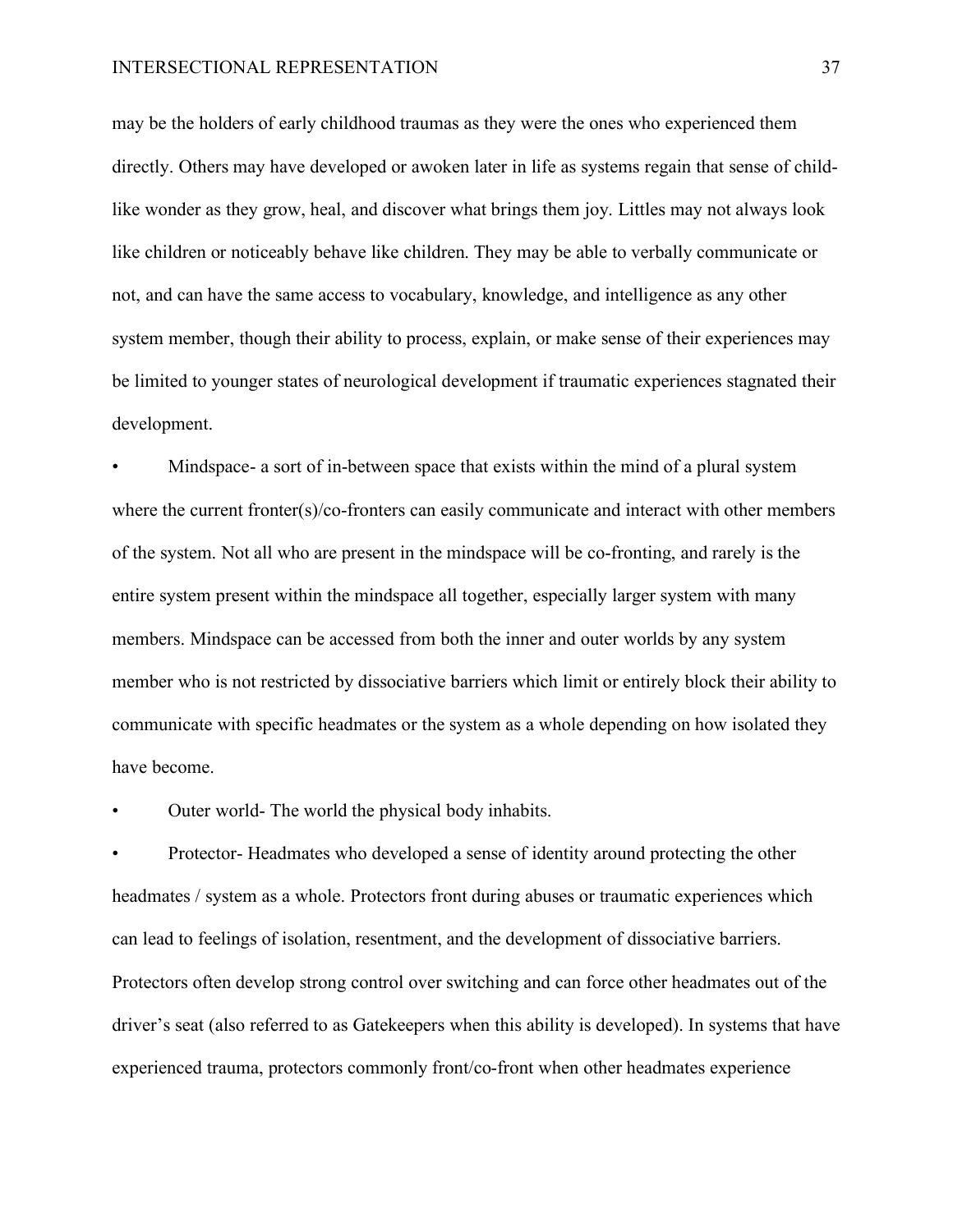may be the holders of early childhood traumas as they were the ones who experienced them directly. Others may have developed or awoken later in life as systems regain that sense of child-like wonder as they grow, heal, and discover what brings them joy. Littles may not always look like children or noticeably behave like children. They may be able to verbally communicate or not, and can have the same access to vocabulary, knowledge, and intelligence as any other system member, though their ability to process, explain, or make sense of their experiences may be limited to younger states of neurological development if traumatic experiences stagnated their development.

- Mindspace- a sort of in-between space that exists within the mind of a plural system where the current fronter(s)/co-fronters can easily communicate and interact with other members of the system. Not all who are present in the mindspace will be co-fronting, and rarely is the entire system present within the mindspace all together, especially larger system with many members. Mindspace can be accessed from both the inner and outer worlds by any system member who is not restricted by dissociative barriers which limit or entirely block their ability to communicate with specific headmates or the system as a whole depending on how isolated they have become.
- Outer world- The world the physical body inhabits.
- Protector- Headmates who developed a sense of identity around protecting the other headmates / system as a whole. Protectors front during abuses or traumatic experiences which can lead to feelings of isolation, resentment, and the development of dissociative barriers. Protectors often develop strong control over switching and can force other headmates out of the driver's seat (also referred to as Gatekeepers when this ability is developed). In systems that have experienced trauma, protectors commonly front/co-front when other headmates experience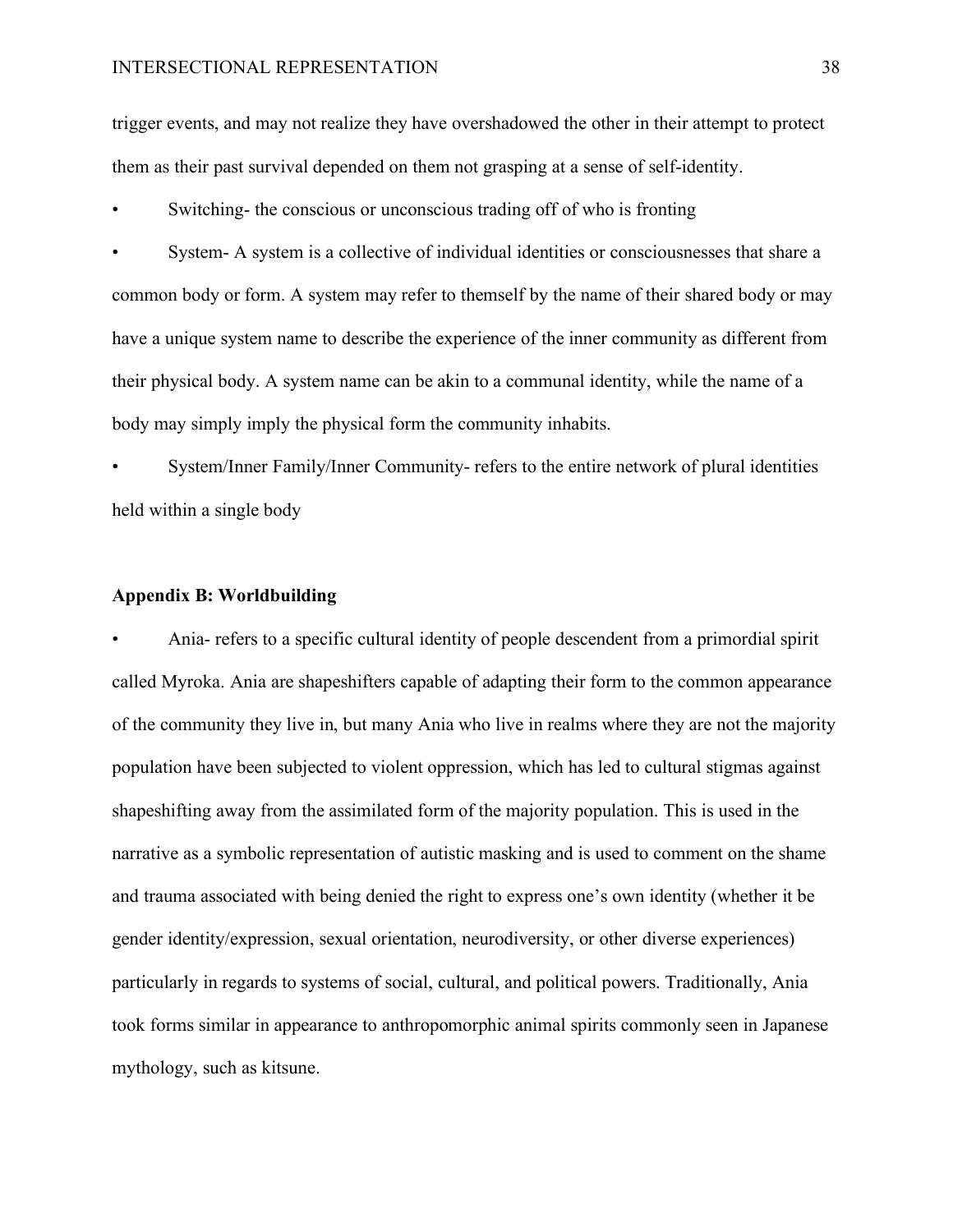trigger events, and may not realize they have overshadowed the other in their attempt to protect them as their past survival depended on them not grasping at a sense of self-identity.

- Switching- the conscious or unconscious trading off of who is fronting
- System- A system is a collective of individual identities or consciousnesses that share a common body or form. A system may refer to themself by the name of their shared body or may have a unique system name to describe the experience of the inner community as different from their physical body. A system name can be akin to a communal identity, while the name of a body may simply imply the physical form the community inhabits.
- System/Inner Family/Inner Community- refers to the entire network of plural identities held within a single body

**Appendix B: Worldbuilding**

- Ania- refers to a specific cultural identity of people descendent from a primordial spirit called Myroka. Ania are shapeshifters capable of adapting their form to the common appearance of the community they live in, but many Ania who live in realms where they are not the majority population have been subjected to violent oppression, which has led to cultural stigmas against shapeshifting away from the assimilated form of the majority population. This is used in the narrative as a symbolic representation of autistic masking and is used to comment on the shame and trauma associated with being denied the right to express one's own identity (whether it be gender identity/expression, sexual orientation, neurodiversity, or other diverse experiences) particularly in regards to systems of social, cultural, and political powers. Traditionally, Ania took forms similar in appearance to anthropomorphic animal spirits commonly seen in Japanese mythology, such as kitsune.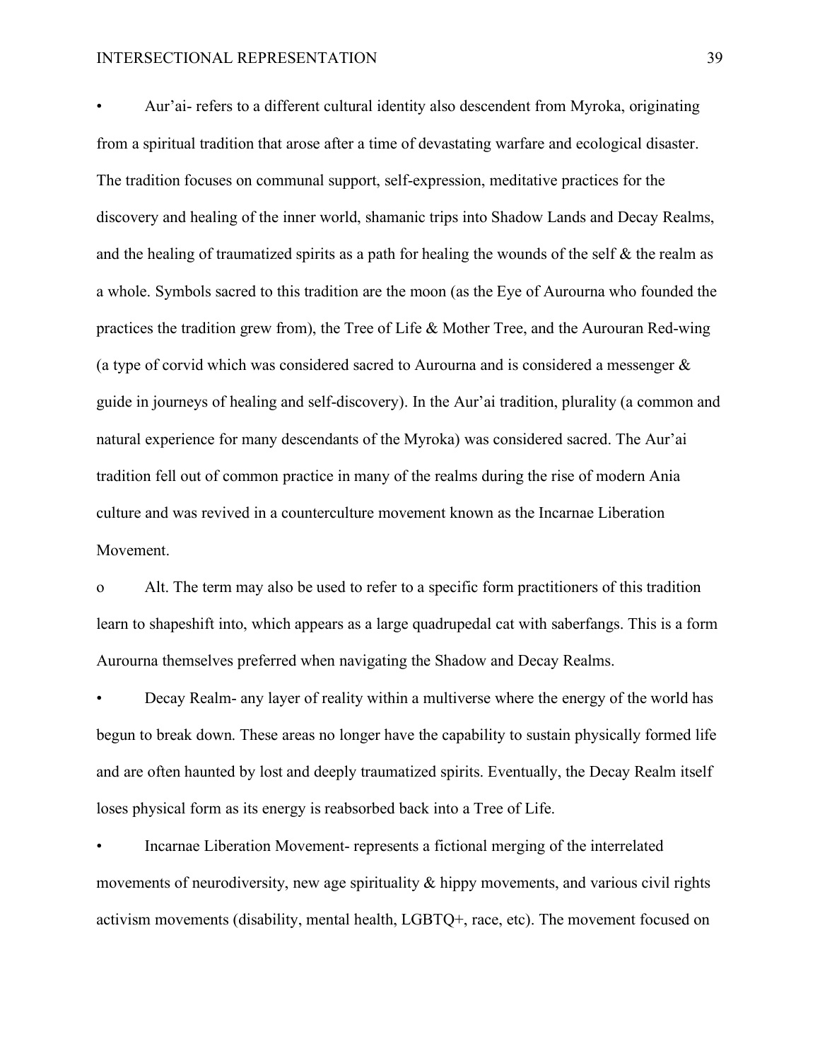- Aur'ai- refers to a different cultural identity also descendent from Myroka, originating from a spiritual tradition that arose after a time of devastating warfare and ecological disaster. The tradition focuses on communal support, self-expression, meditative practices for the discovery and healing of the inner world, shamanic trips into Shadow Lands and Decay Realms, and the healing of traumatized spirits as a path for healing the wounds of the self & the realm as a whole. Symbols sacred to this tradition are the moon (as the Eye of Aurourna who founded the practices the tradition grew from), the Tree of Life & Mother Tree, and the Aurouran Red-wing (a type of corvid which was considered sacred to Aurourna and is considered a messenger & guide in journeys of healing and self-discovery). In the Aur'ai tradition, plurality (a common and natural experience for many descendants of the Myroka) was considered sacred. The Aur'ai tradition fell out of common practice in many of the realms during the rise of modern Ania culture and was revived in a counterculture movement known as the Incarnae Liberation Movement.
  - Alt. The term may also be used to refer to a specific form practitioners of this tradition learn to shapeshift into, which appears as a large quadrupedal cat with saberfangs. This is a form Aurourna themselves preferred when navigating the Shadow and Decay Realms.
- Decay Realm- any layer of reality within a multiverse where the energy of the world has begun to break down. These areas no longer have the capability to sustain physically formed life and are often haunted by lost and deeply traumatized spirits. Eventually, the Decay Realm itself loses physical form as its energy is reabsorbed back into a Tree of Life.
- Incarnae Liberation Movement- represents a fictional merging of the interrelated movements of neurodiversity, new age spirituality & hippy movements, and various civil rights activism movements (disability, mental health, LGBTQ+, race, etc). The movement focused on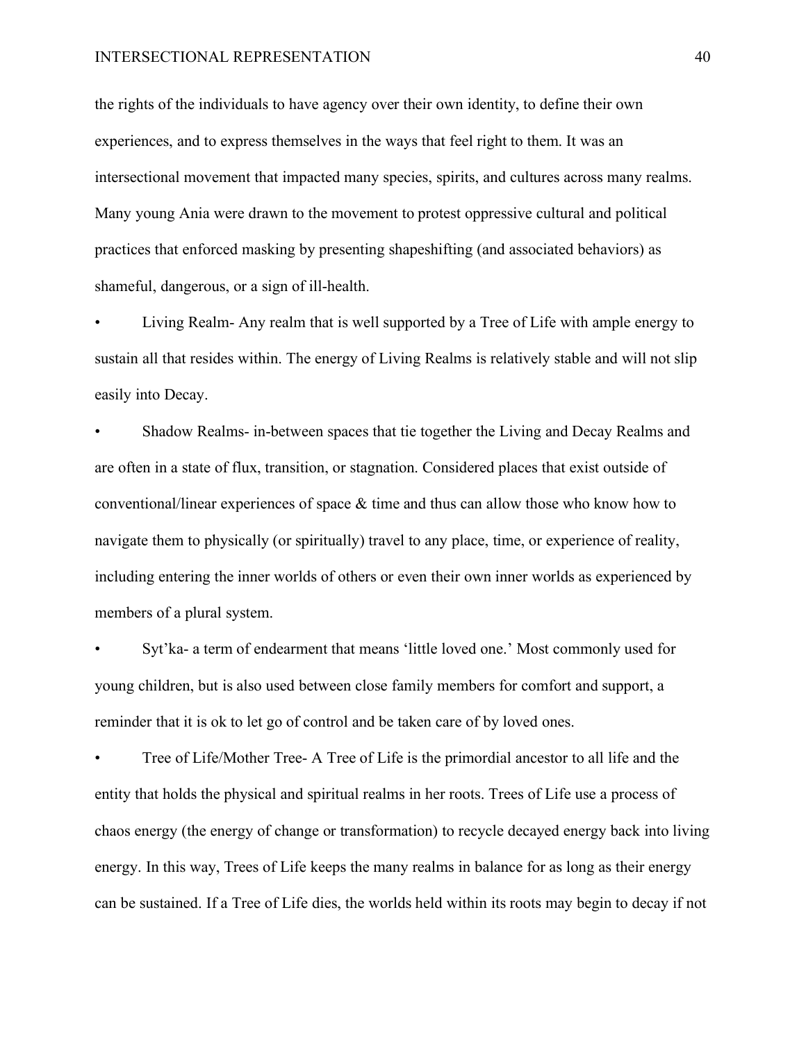the rights of the individuals to have agency over their own identity, to define their own experiences, and to express themselves in the ways that feel right to them. It was an intersectional movement that impacted many species, spirits, and cultures across many realms. Many young Ania were drawn to the movement to protest oppressive cultural and political practices that enforced masking by presenting shapeshifting (and associated behaviors) as shameful, dangerous, or a sign of ill-health.

- Living Realm- Any realm that is well supported by a Tree of Life with ample energy to sustain all that resides within. The energy of Living Realms is relatively stable and will not slip easily into Decay.
- Shadow Realms- in-between spaces that tie together the Living and Decay Realms and are often in a state of flux, transition, or stagnation. Considered places that exist outside of conventional/linear experiences of space & time and thus can allow those who know how to navigate them to physically (or spiritually) travel to any place, time, or experience of reality, including entering the inner worlds of others or even their own inner worlds as experienced by members of a plural system.
- Syt'ka- a term of endearment that means 'little loved one.' Most commonly used for young children, but is also used between close family members for comfort and support, a reminder that it is ok to let go of control and be taken care of by loved ones.
- Tree of Life/Mother Tree- A Tree of Life is the primordial ancestor to all life and the entity that holds the physical and spiritual realms in her roots. Trees of Life use a process of chaos energy (the energy of change or transformation) to recycle decayed energy back into living energy. In this way, Trees of Life keeps the many realms in balance for as long as their energy can be sustained. If a Tree of Life dies, the worlds held within its roots may begin to decay if not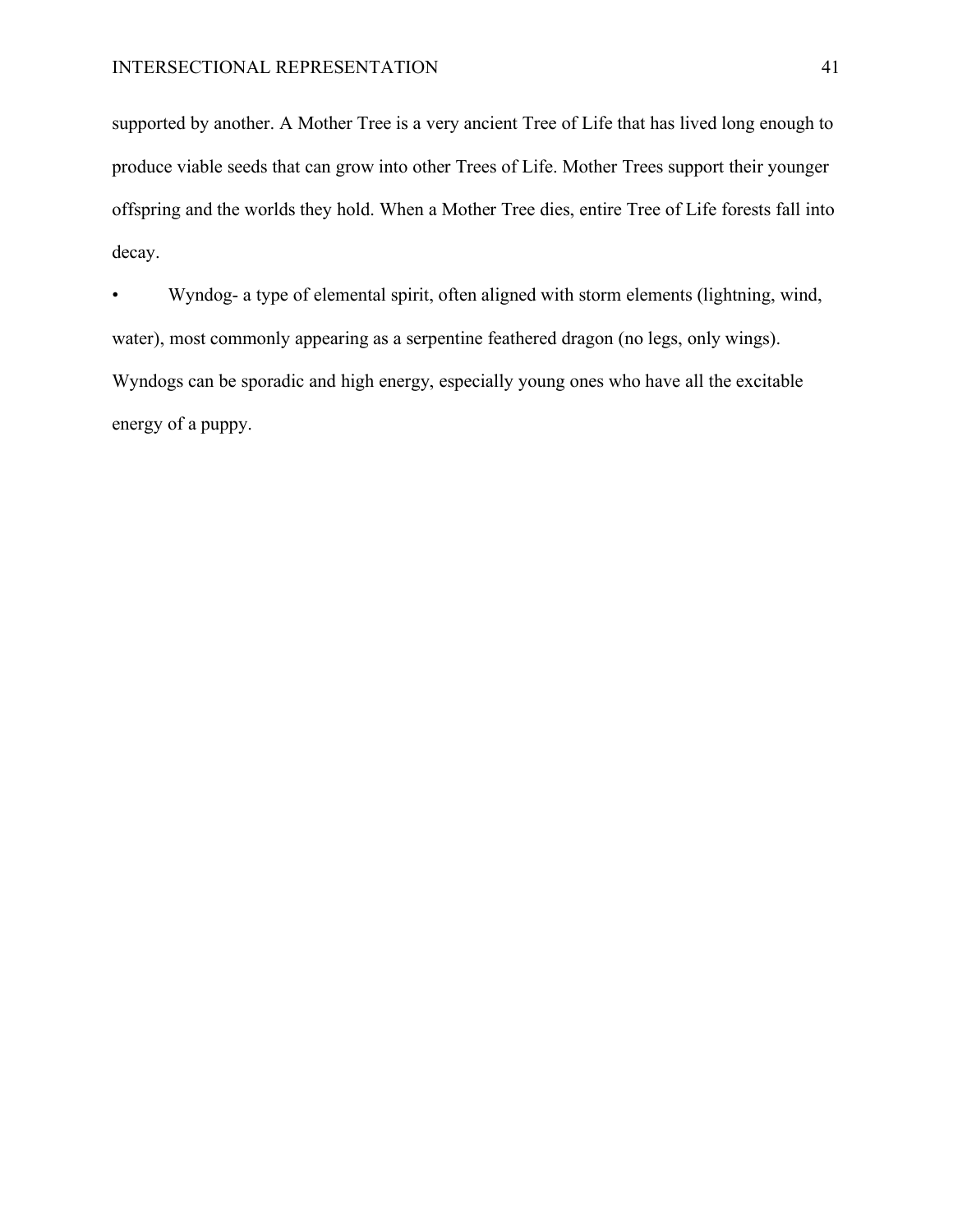supported by another. A Mother Tree is a very ancient Tree of Life that has lived long enough to produce viable seeds that can grow into other Trees of Life. Mother Trees support their younger offspring and the worlds they hold. When a Mother Tree dies, entire Tree of Life forests fall into decay.

- Wyndog- a type of elemental spirit, often aligned with storm elements (lightning, wind, water), most commonly appearing as a serpentine feathered dragon (no legs, only wings). Wyndogs can be sporadic and high energy, especially young ones who have all the excitable energy of a puppy.